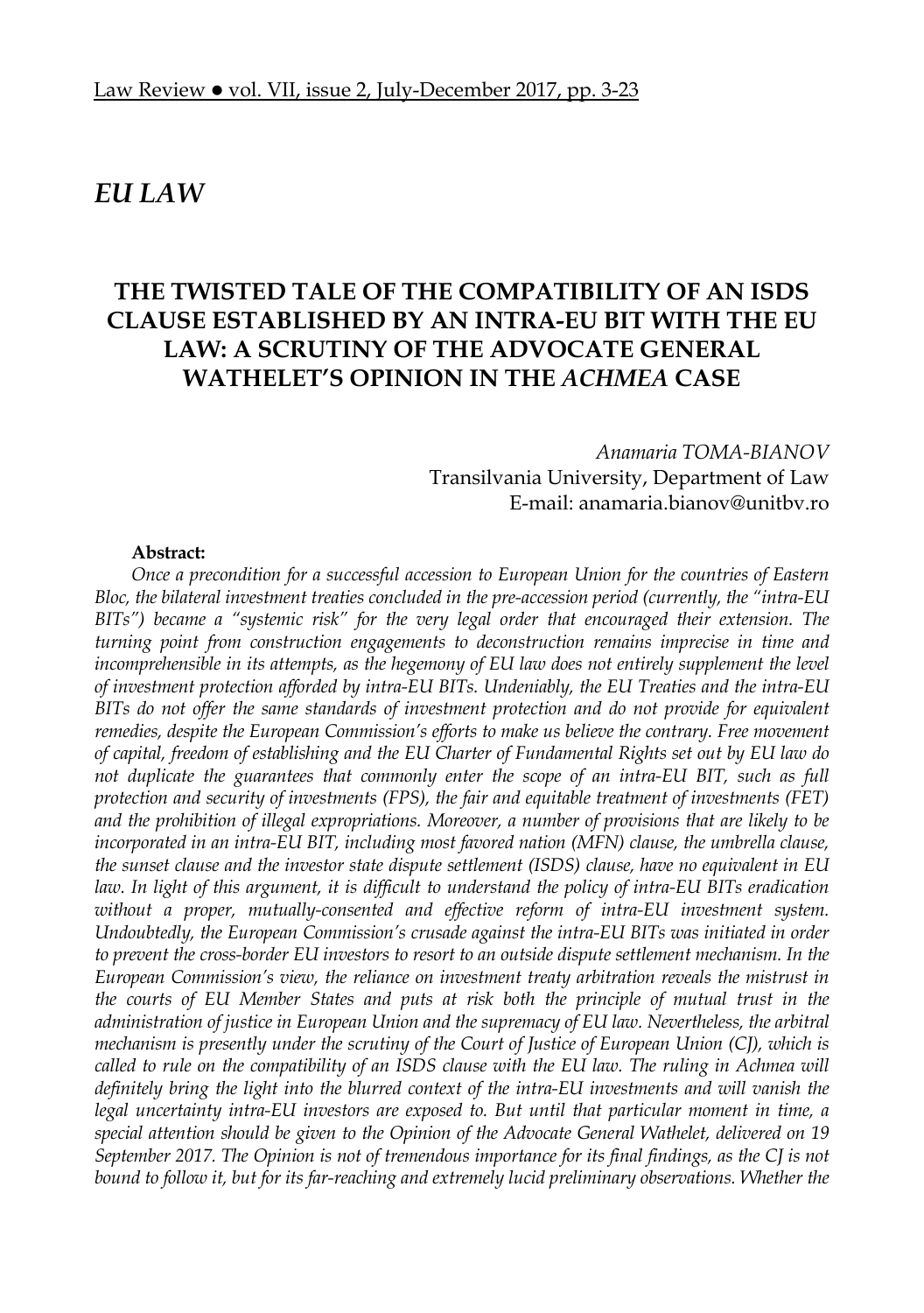# EU LAW

## THE TWISTED TALE OF THE COMPATIBILITY OF AN ISDS CLAUSE ESTABLISHED BY AN INTRA-EU BIT WITH THE EU LAW: A SCRUTINY OF THE ADVOCATE GENERAL WATHELET'S OPINION IN THE *ACHMEA* CASE

*Anamaria TOMA-BIANOV*
Transilvania University, Department of Law
E-mail: anamaria.bianov@unitbv.ro

**Abstract:**

*Once a precondition for a successful accession to European Union for the countries of Eastern Bloc, the bilateral investment treaties concluded in the pre-accession period (currently, the "intra-EU BITs") became a "systemic risk" for the very legal order that encouraged their extension. The turning point from construction engagements to deconstruction remains imprecise in time and incomprehensible in its attempts, as the hegemony of EU law does not entirely supplement the level of investment protection afforded by intra-EU BITs. Undeniably, the EU Treaties and the intra-EU BITs do not offer the same standards of investment protection and do not provide for equivalent remedies, despite the European Commission's efforts to make us believe the contrary. Free movement of capital, freedom of establishing and the EU Charter of Fundamental Rights set out by EU law do not duplicate the guarantees that commonly enter the scope of an intra-EU BIT, such as full protection and security of investments (FPS), the fair and equitable treatment of investments (FET) and the prohibition of illegal expropriations. Moreover, a number of provisions that are likely to be incorporated in an intra-EU BIT, including most favored nation (MFN) clause, the umbrella clause, the sunset clause and the investor state dispute settlement (ISDS) clause, have no equivalent in EU law. In light of this argument, it is difficult to understand the policy of intra-EU BITs eradication without a proper, mutually-consented and effective reform of intra-EU investment system. Undoubtedly, the European Commission's crusade against the intra-EU BITs was initiated in order to prevent the cross-border EU investors to resort to an outside dispute settlement mechanism. In the European Commission's view, the reliance on investment treaty arbitration reveals the mistrust in the courts of EU Member States and puts at risk both the principle of mutual trust in the administration of justice in European Union and the supremacy of EU law. Nevertheless, the arbitral mechanism is presently under the scrutiny of the Court of Justice of European Union (CJ), which is called to rule on the compatibility of an ISDS clause with the EU law. The ruling in Achmea will definitely bring the light into the blurred context of the intra-EU investments and will vanish the legal uncertainty intra-EU investors are exposed to. But until that particular moment in time, a special attention should be given to the Opinion of the Advocate General Wathelet, delivered on 19 September 2017. The Opinion is not of tremendous importance for its final findings, as the CJ is not bound to follow it, but for its far-reaching and extremely lucid preliminary observations. Whether the*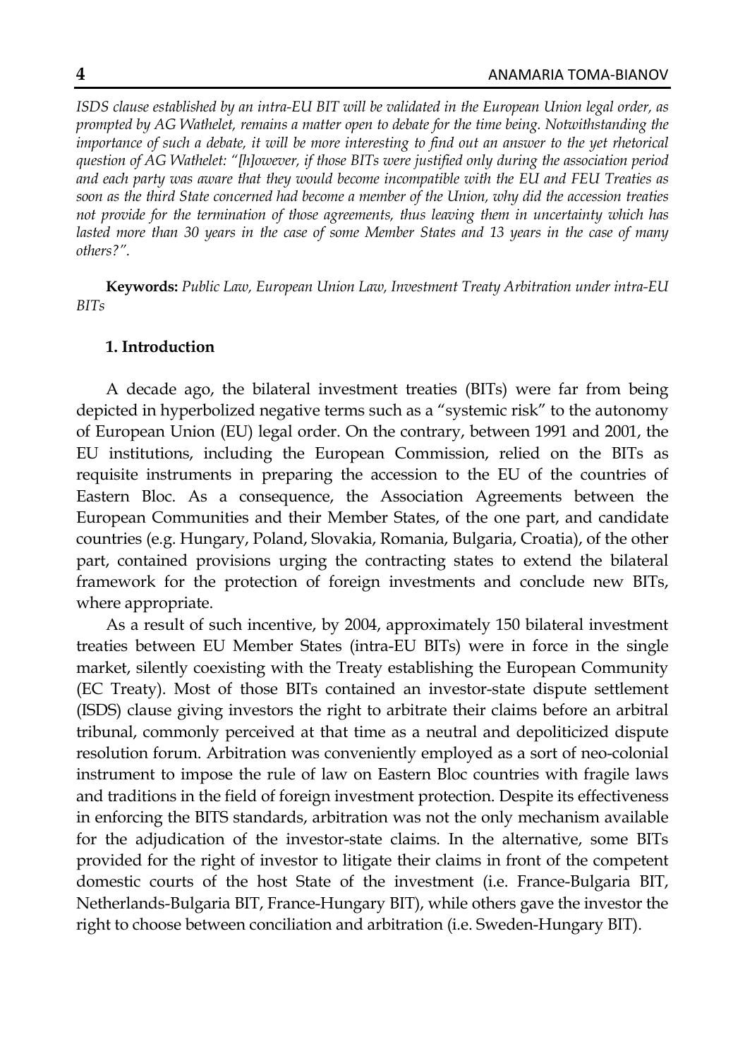*ISDS clause established by an intra-EU BIT will be validated in the European Union legal order, as prompted by AG Wathelet, remains a matter open to debate for the time being. Notwithstanding the importance of such a debate, it will be more interesting to find out an answer to the yet rhetorical question of AG Wathelet: "[h]owever, if those BITs were justified only during the association period and each party was aware that they would become incompatible with the EU and FEU Treaties as soon as the third State concerned had become a member of the Union, why did the accession treaties not provide for the termination of those agreements, thus leaving them in uncertainty which has lasted more than 30 years in the case of some Member States and 13 years in the case of many others?".*

**Keywords:** *Public Law, European Union Law, Investment Treaty Arbitration under intra-EU BITs*

## 1. Introduction

A decade ago, the bilateral investment treaties (BITs) were far from being depicted in hyperbolized negative terms such as a "systemic risk" to the autonomy of European Union (EU) legal order. On the contrary, between 1991 and 2001, the EU institutions, including the European Commission, relied on the BITs as requisite instruments in preparing the accession to the EU of the countries of Eastern Bloc. As a consequence, the Association Agreements between the European Communities and their Member States, of the one part, and candidate countries (e.g. Hungary, Poland, Slovakia, Romania, Bulgaria, Croatia), of the other part, contained provisions urging the contracting states to extend the bilateral framework for the protection of foreign investments and conclude new BITs, where appropriate.

As a result of such incentive, by 2004, approximately 150 bilateral investment treaties between EU Member States (intra-EU BITs) were in force in the single market, silently coexisting with the Treaty establishing the European Community (EC Treaty). Most of those BITs contained an investor-state dispute settlement (ISDS) clause giving investors the right to arbitrate their claims before an arbitral tribunal, commonly perceived at that time as a neutral and depoliticized dispute resolution forum. Arbitration was conveniently employed as a sort of neo-colonial instrument to impose the rule of law on Eastern Bloc countries with fragile laws and traditions in the field of foreign investment protection. Despite its effectiveness in enforcing the BITS standards, arbitration was not the only mechanism available for the adjudication of the investor-state claims. In the alternative, some BITs provided for the right of investor to litigate their claims in front of the competent domestic courts of the host State of the investment (i.e. France-Bulgaria BIT, Netherlands-Bulgaria BIT, France-Hungary BIT), while others gave the investor the right to choose between conciliation and arbitration (i.e. Sweden-Hungary BIT).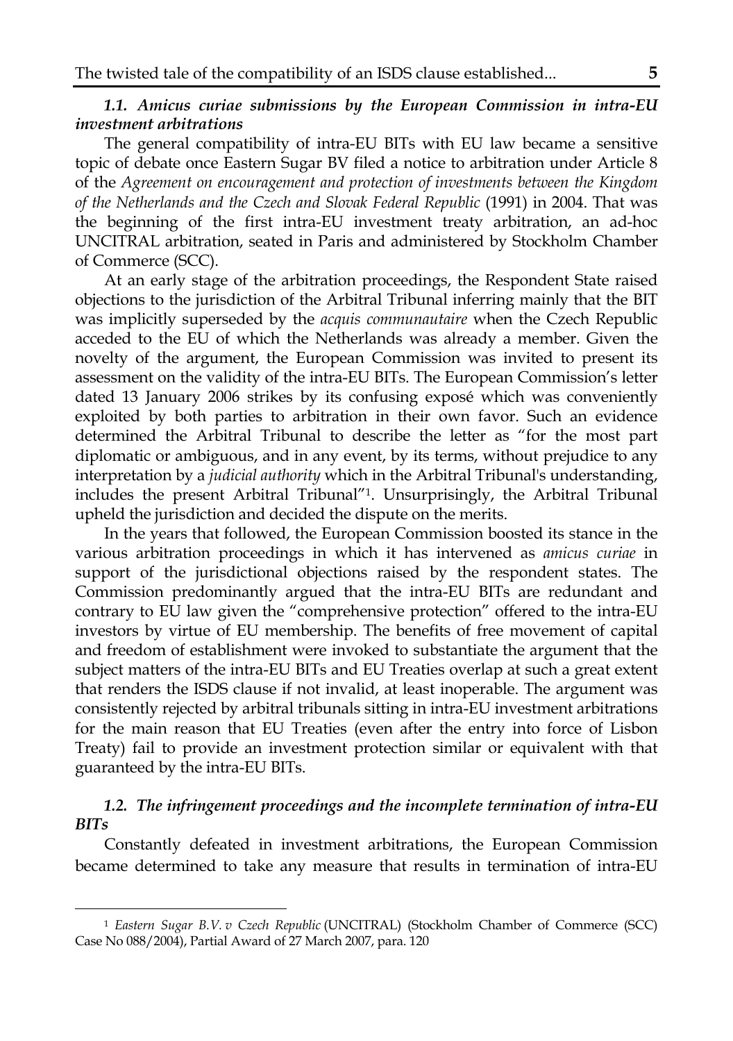### *1.1. Amicus curiae submissions by the European Commission in intra-EU investment arbitrations*

The general compatibility of intra-EU BITs with EU law became a sensitive topic of debate once Eastern Sugar BV filed a notice to arbitration under Article 8 of the *Agreement on encouragement and protection of investments between the Kingdom of the Netherlands and the Czech and Slovak Federal Republic* (1991) in 2004. That was the beginning of the first intra-EU investment treaty arbitration, an ad-hoc UNCITRAL arbitration, seated in Paris and administered by Stockholm Chamber of Commerce (SCC).

At an early stage of the arbitration proceedings, the Respondent State raised objections to the jurisdiction of the Arbitral Tribunal inferring mainly that the BIT was implicitly superseded by the *acquis communautaire* when the Czech Republic acceded to the EU of which the Netherlands was already a member. Given the novelty of the argument, the European Commission was invited to present its assessment on the validity of the intra-EU BITs. The European Commission's letter dated 13 January 2006 strikes by its confusing exposé which was conveniently exploited by both parties to arbitration in their own favor. Such an evidence determined the Arbitral Tribunal to describe the letter as "for the most part diplomatic or ambiguous, and in any event, by its terms, without prejudice to any interpretation by a *judicial authority* which in the Arbitral Tribunal's understanding, includes the present Arbitral Tribunal"[1]. Unsurprisingly, the Arbitral Tribunal upheld the jurisdiction and decided the dispute on the merits.

In the years that followed, the European Commission boosted its stance in the various arbitration proceedings in which it has intervened as *amicus curiae* in support of the jurisdictional objections raised by the respondent states. The Commission predominantly argued that the intra-EU BITs are redundant and contrary to EU law given the "comprehensive protection" offered to the intra-EU investors by virtue of EU membership. The benefits of free movement of capital and freedom of establishment were invoked to substantiate the argument that the subject matters of the intra-EU BITs and EU Treaties overlap at such a great extent that renders the ISDS clause if not invalid, at least inoperable. The argument was consistently rejected by arbitral tribunals sitting in intra-EU investment arbitrations for the main reason that EU Treaties (even after the entry into force of Lisbon Treaty) fail to provide an investment protection similar or equivalent with that guaranteed by the intra-EU BITs.

### *1.2. The infringement proceedings and the incomplete termination of intra-EU BITs*

Constantly defeated in investment arbitrations, the European Commission became determined to take any measure that results in termination of intra-EU

[1] *Eastern Sugar B.V. v Czech Republic* (UNCITRAL) (Stockholm Chamber of Commerce (SCC) Case No 088/2004), Partial Award of 27 March 2007, para. 120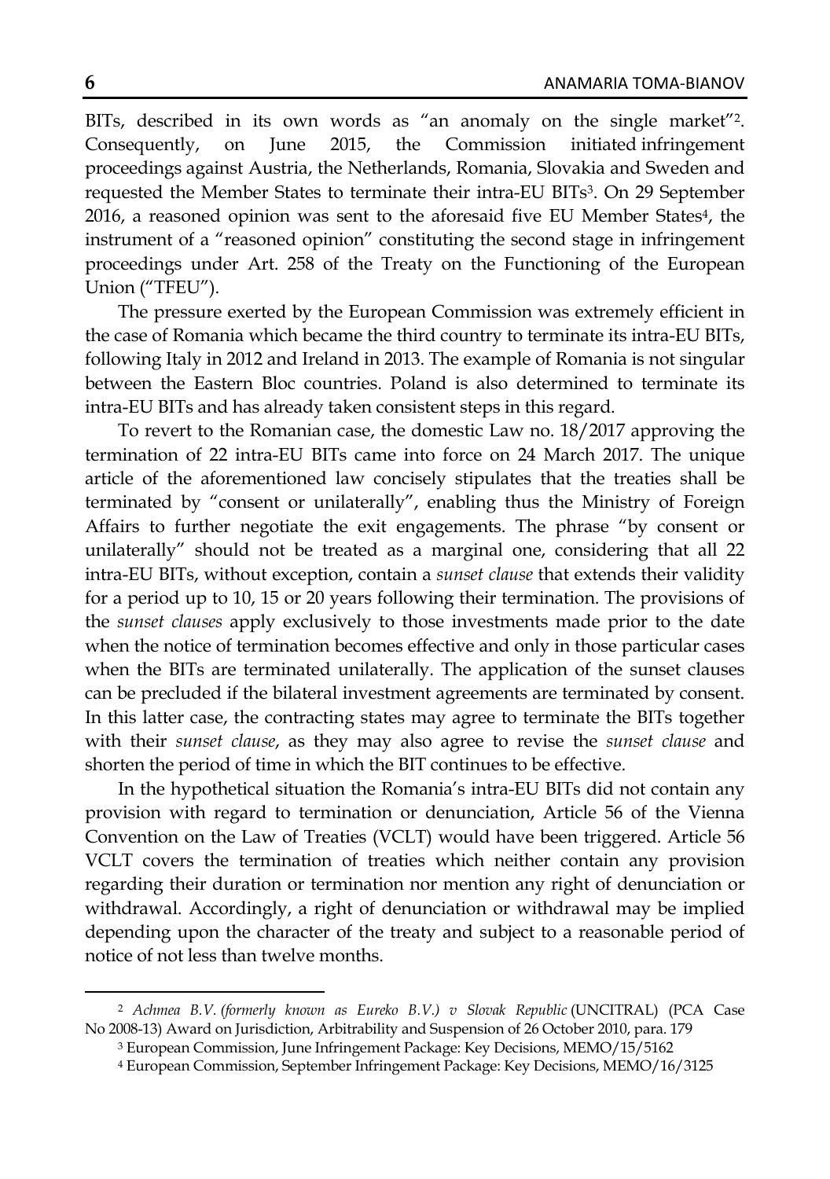BITs, described in its own words as "an anomaly on the single market"[2]. Consequently, on June 2015, the Commission initiated infringement proceedings against Austria, the Netherlands, Romania, Slovakia and Sweden and requested the Member States to terminate their intra-EU BITs[3]. On 29 September 2016, a reasoned opinion was sent to the aforesaid five EU Member States[4], the instrument of a "reasoned opinion" constituting the second stage in infringement proceedings under Art. 258 of the Treaty on the Functioning of the European Union ("TFEU").

The pressure exerted by the European Commission was extremely efficient in the case of Romania which became the third country to terminate its intra-EU BITs, following Italy in 2012 and Ireland in 2013. The example of Romania is not singular between the Eastern Bloc countries. Poland is also determined to terminate its intra-EU BITs and has already taken consistent steps in this regard.

To revert to the Romanian case, the domestic Law no. 18/2017 approving the termination of 22 intra-EU BITs came into force on 24 March 2017. The unique article of the aforementioned law concisely stipulates that the treaties shall be terminated by "consent or unilaterally", enabling thus the Ministry of Foreign Affairs to further negotiate the exit engagements. The phrase "by consent or unilaterally" should not be treated as a marginal one, considering that all 22 intra-EU BITs, without exception, contain a *sunset clause* that extends their validity for a period up to 10, 15 or 20 years following their termination. The provisions of the *sunset clauses* apply exclusively to those investments made prior to the date when the notice of termination becomes effective and only in those particular cases when the BITs are terminated unilaterally. The application of the sunset clauses can be precluded if the bilateral investment agreements are terminated by consent. In this latter case, the contracting states may agree to terminate the BITs together with their *sunset clause*, as they may also agree to revise the *sunset clause* and shorten the period of time in which the BIT continues to be effective.

In the hypothetical situation the Romania's intra-EU BITs did not contain any provision with regard to termination or denunciation, Article 56 of the Vienna Convention on the Law of Treaties (VCLT) would have been triggered. Article 56 VCLT covers the termination of treaties which neither contain any provision regarding their duration or termination nor mention any right of denunciation or withdrawal. Accordingly, a right of denunciation or withdrawal may be implied depending upon the character of the treaty and subject to a reasonable period of notice of not less than twelve months.

---

[2] *Achmea B.V. (formerly known as Eureko B.V.) v Slovak Republic* (UNCITRAL) (PCA Case No 2008-13) Award on Jurisdiction, Arbitrability and Suspension of 26 October 2010, para. 179

[3] European Commission, June Infringement Package: Key Decisions, MEMO/15/5162

[4] European Commission, September Infringement Package: Key Decisions, MEMO/16/3125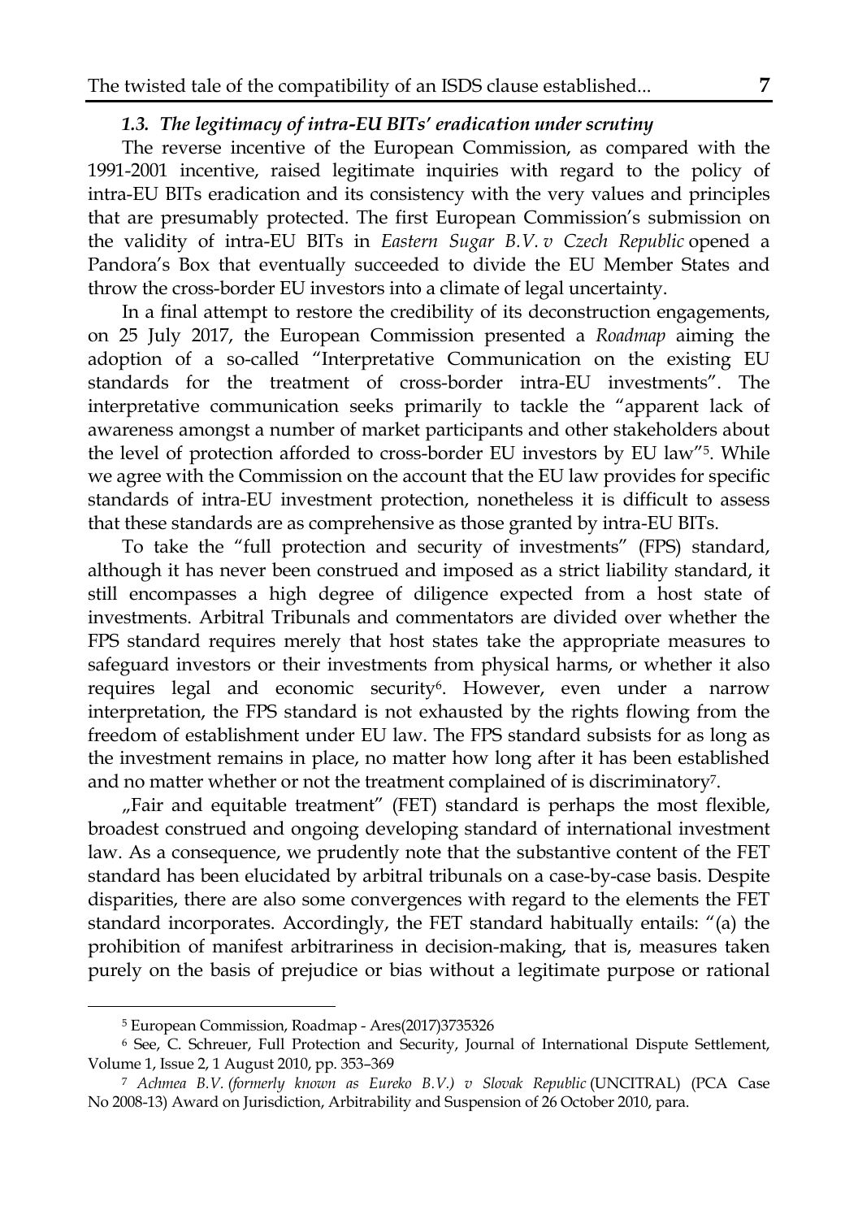### *1.3. The legitimacy of intra-EU BITs' eradication under scrutiny*

The reverse incentive of the European Commission, as compared with the 1991-2001 incentive, raised legitimate inquiries with regard to the policy of intra-EU BITs eradication and its consistency with the very values and principles that are presumably protected. The first European Commission's submission on the validity of intra-EU BITs in *Eastern Sugar B.V. v Czech Republic* opened a Pandora's Box that eventually succeeded to divide the EU Member States and throw the cross-border EU investors into a climate of legal uncertainty.

In a final attempt to restore the credibility of its deconstruction engagements, on 25 July 2017, the European Commission presented a *Roadmap* aiming the adoption of a so-called "Interpretative Communication on the existing EU standards for the treatment of cross-border intra-EU investments". The interpretative communication seeks primarily to tackle the "apparent lack of awareness amongst a number of market participants and other stakeholders about the level of protection afforded to cross-border EU investors by EU law"[5]. While we agree with the Commission on the account that the EU law provides for specific standards of intra-EU investment protection, nonetheless it is difficult to assess that these standards are as comprehensive as those granted by intra-EU BITs.

To take the "full protection and security of investments" (FPS) standard, although it has never been construed and imposed as a strict liability standard, it still encompasses a high degree of diligence expected from a host state of investments. Arbitral Tribunals and commentators are divided over whether the FPS standard requires merely that host states take the appropriate measures to safeguard investors or their investments from physical harms, or whether it also requires legal and economic security[6]. However, even under a narrow interpretation, the FPS standard is not exhausted by the rights flowing from the freedom of establishment under EU law. The FPS standard subsists for as long as the investment remains in place, no matter how long after it has been established and no matter whether or not the treatment complained of is discriminatory[7].

„Fair and equitable treatment" (FET) standard is perhaps the most flexible, broadest construed and ongoing developing standard of international investment law. As a consequence, we prudently note that the substantive content of the FET standard has been elucidated by arbitral tribunals on a case-by-case basis. Despite disparities, there are also some convergences with regard to the elements the FET standard incorporates. Accordingly, the FET standard habitually entails: "(a) the prohibition of manifest arbitrariness in decision-making, that is, measures taken purely on the basis of prejudice or bias without a legitimate purpose or rational

---

[5] European Commission, Roadmap - Ares(2017)3735326

[6] See, C. Schreuer, Full Protection and Security, Journal of International Dispute Settlement, Volume 1, Issue 2, 1 August 2010, pp. 353–369

[7] *Achmea B.V. (formerly known as Eureko B.V.) v Slovak Republic* (UNCITRAL) (PCA Case No 2008-13) Award on Jurisdiction, Arbitrability and Suspension of 26 October 2010, para.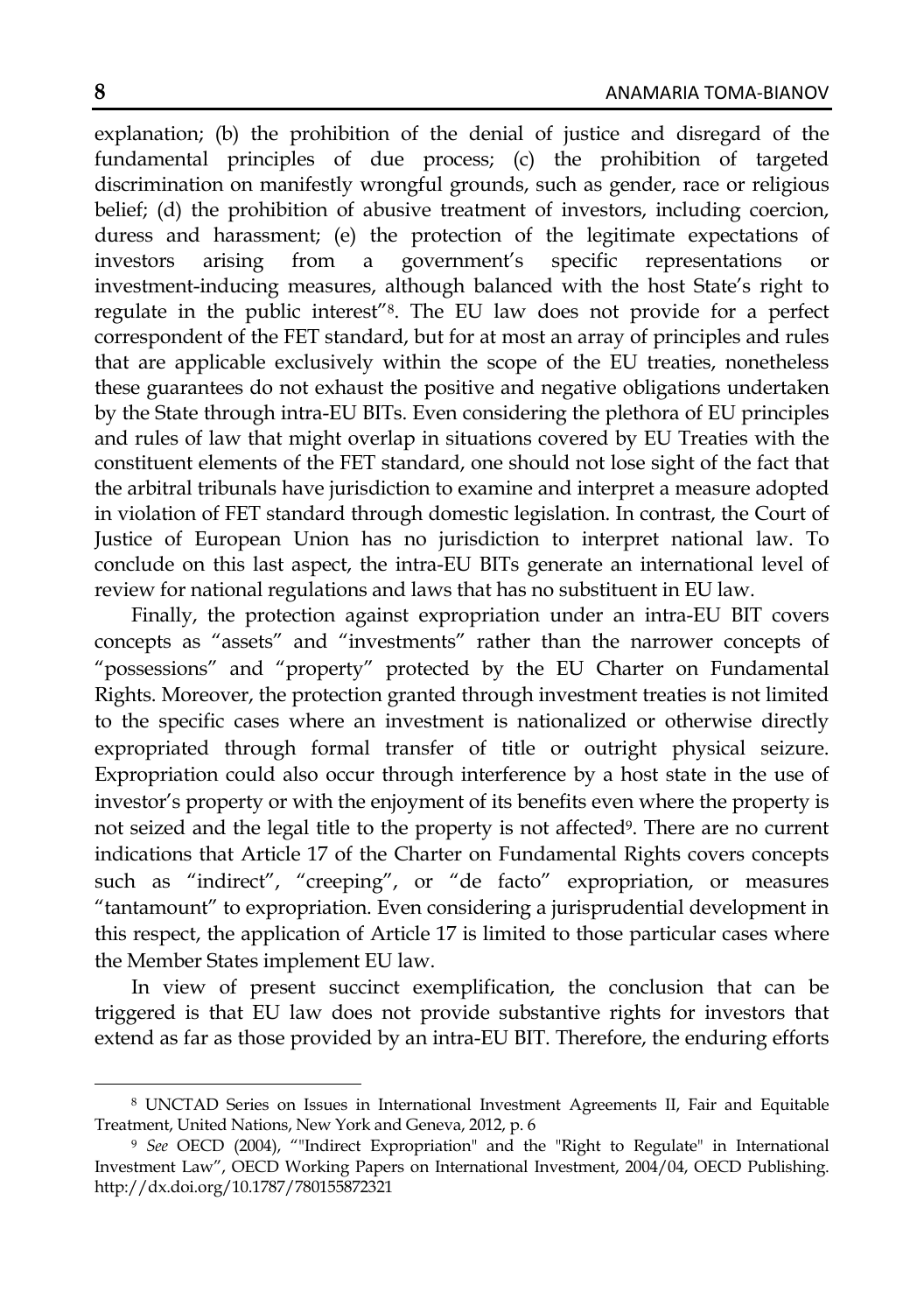explanation; (b) the prohibition of the denial of justice and disregard of the fundamental principles of due process; (c) the prohibition of targeted discrimination on manifestly wrongful grounds, such as gender, race or religious belief; (d) the prohibition of abusive treatment of investors, including coercion, duress and harassment; (e) the protection of the legitimate expectations of investors arising from a government's specific representations or investment-inducing measures, although balanced with the host State's right to regulate in the public interest"[8]. The EU law does not provide for a perfect correspondent of the FET standard, but for at most an array of principles and rules that are applicable exclusively within the scope of the EU treaties, nonetheless these guarantees do not exhaust the positive and negative obligations undertaken by the State through intra-EU BITs. Even considering the plethora of EU principles and rules of law that might overlap in situations covered by EU Treaties with the constituent elements of the FET standard, one should not lose sight of the fact that the arbitral tribunals have jurisdiction to examine and interpret a measure adopted in violation of FET standard through domestic legislation. In contrast, the Court of Justice of European Union has no jurisdiction to interpret national law. To conclude on this last aspect, the intra-EU BITs generate an international level of review for national regulations and laws that has no substituent in EU law.

Finally, the protection against expropriation under an intra-EU BIT covers concepts as "assets" and "investments" rather than the narrower concepts of "possessions" and "property" protected by the EU Charter on Fundamental Rights. Moreover, the protection granted through investment treaties is not limited to the specific cases where an investment is nationalized or otherwise directly expropriated through formal transfer of title or outright physical seizure. Expropriation could also occur through interference by a host state in the use of investor's property or with the enjoyment of its benefits even where the property is not seized and the legal title to the property is not affected[9]. There are no current indications that Article 17 of the Charter on Fundamental Rights covers concepts such as "indirect", "creeping", or "de facto" expropriation, or measures "tantamount" to expropriation. Even considering a jurisprudential development in this respect, the application of Article 17 is limited to those particular cases where the Member States implement EU law.

In view of present succinct exemplification, the conclusion that can be triggered is that EU law does not provide substantive rights for investors that extend as far as those provided by an intra-EU BIT. Therefore, the enduring efforts

---

[8] UNCTAD Series on Issues in International Investment Agreements II, Fair and Equitable Treatment, United Nations, New York and Geneva, 2012, p. 6

[9] *See* OECD (2004), ""Indirect Expropriation" and the "Right to Regulate" in International Investment Law", OECD Working Papers on International Investment, 2004/04, OECD Publishing. http://dx.doi.org/10.1787/780155872321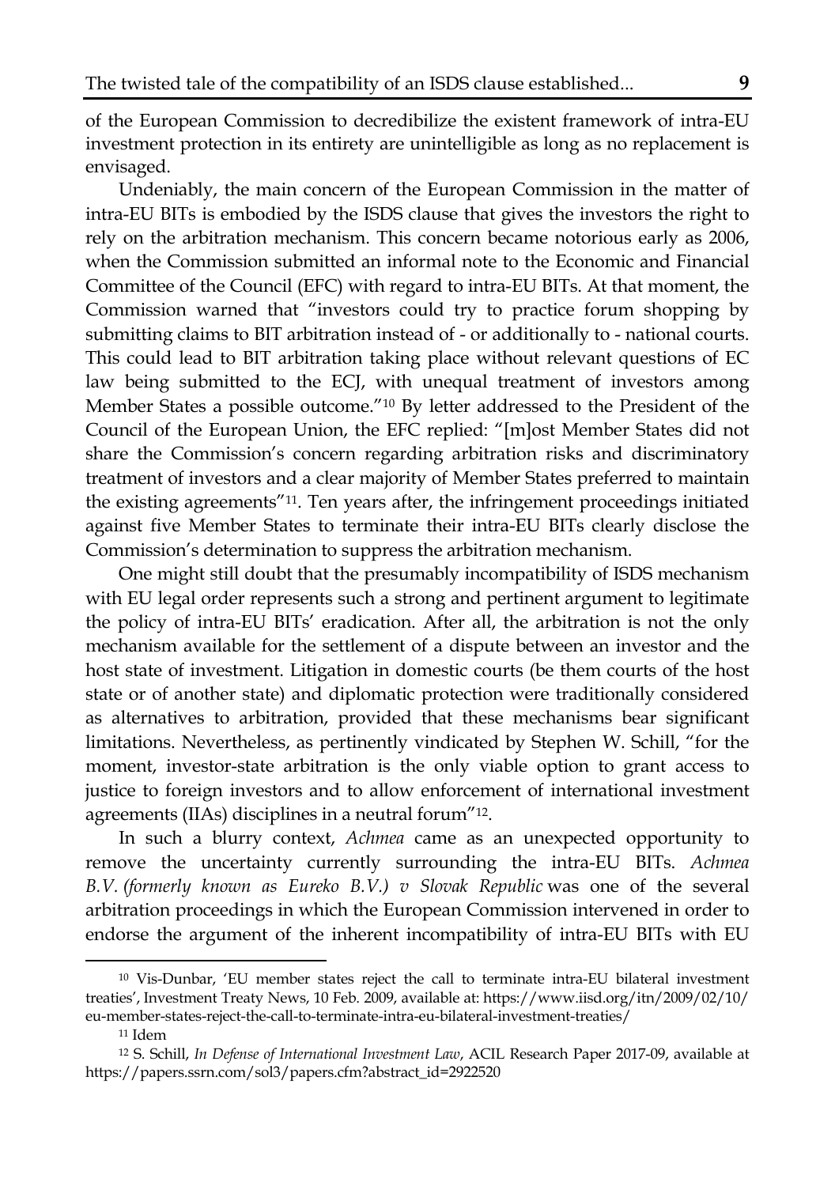of the European Commission to decredibilize the existent framework of intra-EU investment protection in its entirety are unintelligible as long as no replacement is envisaged.

Undeniably, the main concern of the European Commission in the matter of intra-EU BITs is embodied by the ISDS clause that gives the investors the right to rely on the arbitration mechanism. This concern became notorious early as 2006, when the Commission submitted an informal note to the Economic and Financial Committee of the Council (EFC) with regard to intra-EU BITs. At that moment, the Commission warned that "investors could try to practice forum shopping by submitting claims to BIT arbitration instead of - or additionally to - national courts. This could lead to BIT arbitration taking place without relevant questions of EC law being submitted to the ECJ, with unequal treatment of investors among Member States a possible outcome."[10] By letter addressed to the President of the Council of the European Union, the EFC replied: "[m]ost Member States did not share the Commission's concern regarding arbitration risks and discriminatory treatment of investors and a clear majority of Member States preferred to maintain the existing agreements"[11]. Ten years after, the infringement proceedings initiated against five Member States to terminate their intra-EU BITs clearly disclose the Commission's determination to suppress the arbitration mechanism.

One might still doubt that the presumably incompatibility of ISDS mechanism with EU legal order represents such a strong and pertinent argument to legitimate the policy of intra-EU BITs' eradication. After all, the arbitration is not the only mechanism available for the settlement of a dispute between an investor and the host state of investment. Litigation in domestic courts (be them courts of the host state or of another state) and diplomatic protection were traditionally considered as alternatives to arbitration, provided that these mechanisms bear significant limitations. Nevertheless, as pertinently vindicated by Stephen W. Schill, "for the moment, investor-state arbitration is the only viable option to grant access to justice to foreign investors and to allow enforcement of international investment agreements (IIAs) disciplines in a neutral forum"[12].

In such a blurry context, *Achmea* came as an unexpected opportunity to remove the uncertainty currently surrounding the intra-EU BITs. *Achmea B.V. (formerly known as Eureko B.V.) v Slovak Republic* was one of the several arbitration proceedings in which the European Commission intervened in order to endorse the argument of the inherent incompatibility of intra-EU BITs with EU

---

[10] Vis-Dunbar, 'EU member states reject the call to terminate intra-EU bilateral investment treaties', Investment Treaty News, 10 Feb. 2009, available at: https://www.iisd.org/itn/2009/02/10/eu-member-states-reject-the-call-to-terminate-intra-eu-bilateral-investment-treaties/

[11] Idem

[12] S. Schill, *In Defense of International Investment Law*, ACIL Research Paper 2017-09, available at https://papers.ssrn.com/sol3/papers.cfm?abstract_id=2922520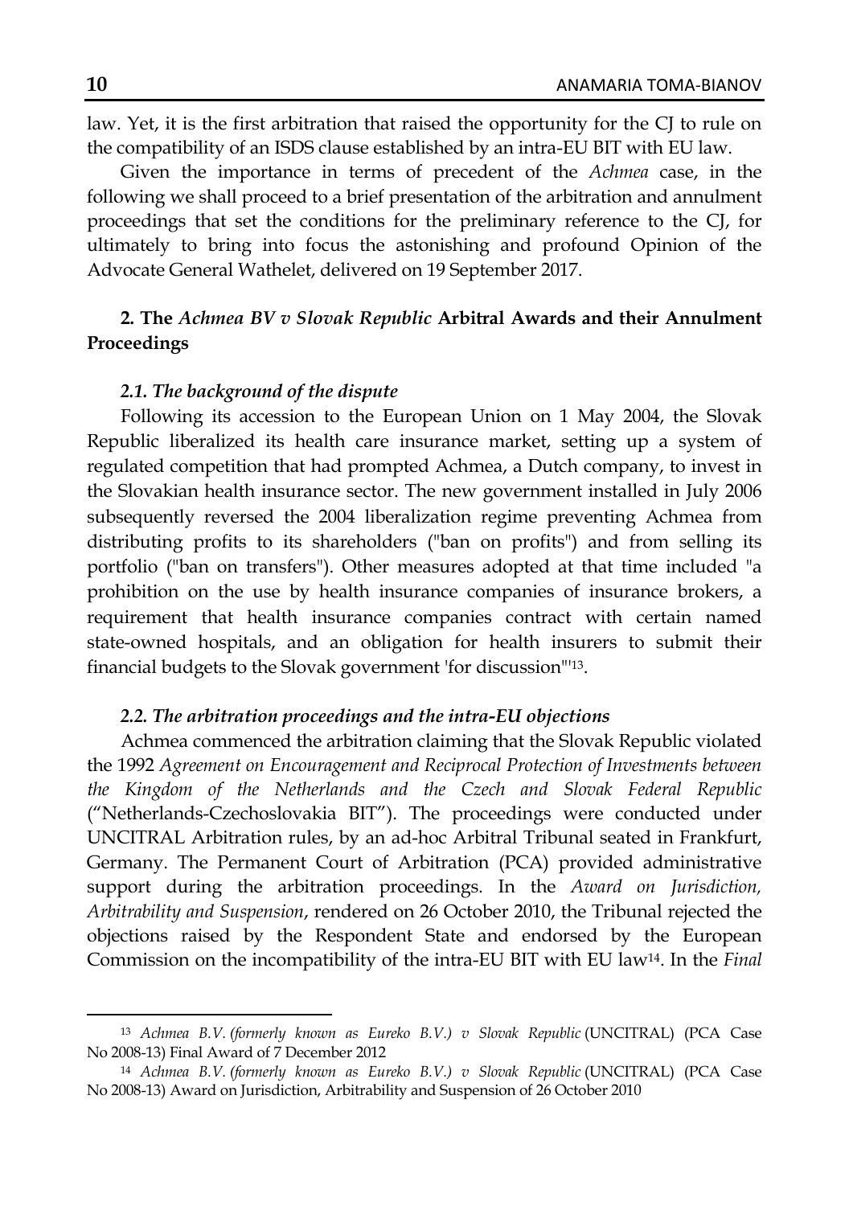law. Yet, it is the first arbitration that raised the opportunity for the CJ to rule on the compatibility of an ISDS clause established by an intra-EU BIT with EU law.

Given the importance in terms of precedent of the *Achmea* case, in the following we shall proceed to a brief presentation of the arbitration and annulment proceedings that set the conditions for the preliminary reference to the CJ, for ultimately to bring into focus the astonishing and profound Opinion of the Advocate General Wathelet, delivered on 19 September 2017.

## 2. The *Achmea BV v Slovak Republic* Arbitral Awards and their Annulment Proceedings

### *2.1. The background of the dispute*

Following its accession to the European Union on 1 May 2004, the Slovak Republic liberalized its health care insurance market, setting up a system of regulated competition that had prompted Achmea, a Dutch company, to invest in the Slovakian health insurance sector. The new government installed in July 2006 subsequently reversed the 2004 liberalization regime preventing Achmea from distributing profits to its shareholders ("ban on profits") and from selling its portfolio ("ban on transfers"). Other measures adopted at that time included "a prohibition on the use by health insurance companies of insurance brokers, a requirement that health insurance companies contract with certain named state-owned hospitals, and an obligation for health insurers to submit their financial budgets to the Slovak government 'for discussion'"[13].

### *2.2. The arbitration proceedings and the intra-EU objections*

Achmea commenced the arbitration claiming that the Slovak Republic violated the 1992 *Agreement on Encouragement and Reciprocal Protection of Investments between the Kingdom of the Netherlands and the Czech and Slovak Federal Republic* ("Netherlands-Czechoslovakia BIT"). The proceedings were conducted under UNCITRAL Arbitration rules, by an ad-hoc Arbitral Tribunal seated in Frankfurt, Germany. The Permanent Court of Arbitration (PCA) provided administrative support during the arbitration proceedings. In the *Award on Jurisdiction, Arbitrability and Suspension*, rendered on 26 October 2010, the Tribunal rejected the objections raised by the Respondent State and endorsed by the European Commission on the incompatibility of the intra-EU BIT with EU law[14]. In the *Final*

---

[13] *Achmea B.V. (formerly known as Eureko B.V.) v Slovak Republic* (UNCITRAL) (PCA Case No 2008-13) Final Award of 7 December 2012

[14] *Achmea B.V. (formerly known as Eureko B.V.) v Slovak Republic* (UNCITRAL) (PCA Case No 2008-13) Award on Jurisdiction, Arbitrability and Suspension of 26 October 2010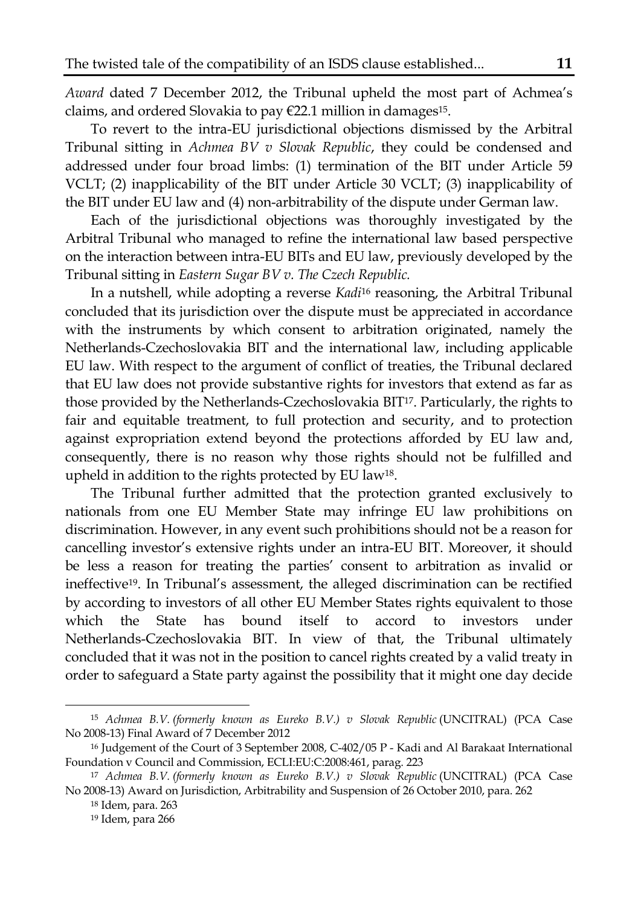*Award* dated 7 December 2012, the Tribunal upheld the most part of Achmea's claims, and ordered Slovakia to pay €22.1 million in damages[15].

To revert to the intra-EU jurisdictional objections dismissed by the Arbitral Tribunal sitting in *Achmea BV v Slovak Republic*, they could be condensed and addressed under four broad limbs: (1) termination of the BIT under Article 59 VCLT; (2) inapplicability of the BIT under Article 30 VCLT; (3) inapplicability of the BIT under EU law and (4) non-arbitrability of the dispute under German law.

Each of the jurisdictional objections was thoroughly investigated by the Arbitral Tribunal who managed to refine the international law based perspective on the interaction between intra-EU BITs and EU law, previously developed by the Tribunal sitting in *Eastern Sugar BV v. The Czech Republic.*

In a nutshell, while adopting a reverse *Kadi*[16] reasoning, the Arbitral Tribunal concluded that its jurisdiction over the dispute must be appreciated in accordance with the instruments by which consent to arbitration originated, namely the Netherlands-Czechoslovakia BIT and the international law, including applicable EU law. With respect to the argument of conflict of treaties, the Tribunal declared that EU law does not provide substantive rights for investors that extend as far as those provided by the Netherlands-Czechoslovakia BIT[17]. Particularly, the rights to fair and equitable treatment, to full protection and security, and to protection against expropriation extend beyond the protections afforded by EU law and, consequently, there is no reason why those rights should not be fulfilled and upheld in addition to the rights protected by EU law[18].

The Tribunal further admitted that the protection granted exclusively to nationals from one EU Member State may infringe EU law prohibitions on discrimination. However, in any event such prohibitions should not be a reason for cancelling investor's extensive rights under an intra-EU BIT. Moreover, it should be less a reason for treating the parties' consent to arbitration as invalid or ineffective[19]. In Tribunal's assessment, the alleged discrimination can be rectified by according to investors of all other EU Member States rights equivalent to those which the State has bound itself to accord to investors under Netherlands-Czechoslovakia BIT. In view of that, the Tribunal ultimately concluded that it was not in the position to cancel rights created by a valid treaty in order to safeguard a State party against the possibility that it might one day decide

---

[15] *Achmea B.V. (formerly known as Eureko B.V.) v Slovak Republic* (UNCITRAL) (PCA Case No 2008-13) Final Award of 7 December 2012

[16] Judgement of the Court of 3 September 2008, C-402/05 P - Kadi and Al Barakaat International Foundation v Council and Commission, ECLI:EU:C:2008:461, parag. 223

[17] *Achmea B.V. (formerly known as Eureko B.V.) v Slovak Republic* (UNCITRAL) (PCA Case No 2008-13) Award on Jurisdiction, Arbitrability and Suspension of 26 October 2010, para. 262

[18] Idem, para. 263

[19] Idem, para 266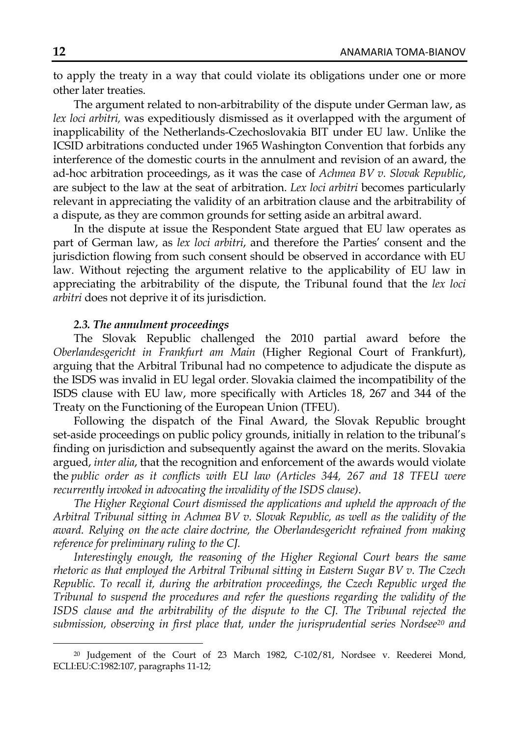to apply the treaty in a way that could violate its obligations under one or more other later treaties.

The argument related to non-arbitrability of the dispute under German law, as *lex loci arbitri,* was expeditiously dismissed as it overlapped with the argument of inapplicability of the Netherlands-Czechoslovakia BIT under EU law. Unlike the ICSID arbitrations conducted under 1965 Washington Convention that forbids any interference of the domestic courts in the annulment and revision of an award, the ad-hoc arbitration proceedings, as it was the case of *Achmea BV v. Slovak Republic*, are subject to the law at the seat of arbitration. *Lex loci arbitri* becomes particularly relevant in appreciating the validity of an arbitration clause and the arbitrability of a dispute, as they are common grounds for setting aside an arbitral award.

In the dispute at issue the Respondent State argued that EU law operates as part of German law, as *lex loci arbitri*, and therefore the Parties' consent and the jurisdiction flowing from such consent should be observed in accordance with EU law. Without rejecting the argument relative to the applicability of EU law in appreciating the arbitrability of the dispute, the Tribunal found that the *lex loci arbitri* does not deprive it of its jurisdiction.

### *2.3. The annulment proceedings*

The Slovak Republic challenged the 2010 partial award before the *Oberlandesgericht in Frankfurt am Main* (Higher Regional Court of Frankfurt), arguing that the Arbitral Tribunal had no competence to adjudicate the dispute as the ISDS was invalid in EU legal order. Slovakia claimed the incompatibility of the ISDS clause with EU law, more specifically with Articles 18, 267 and 344 of the Treaty on the Functioning of the European Union (TFEU).

Following the dispatch of the Final Award, the Slovak Republic brought set-aside proceedings on public policy grounds, initially in relation to the tribunal's finding on jurisdiction and subsequently against the award on the merits. Slovakia argued, *inter alia*, that the recognition and enforcement of the awards would violate the *public order as it conflicts with EU law (Articles 344, 267 and 18 TFEU were recurrently invoked in advocating the invalidity of the ISDS clause)*.

*The Higher Regional Court dismissed the applications and upheld the approach of the Arbitral Tribunal sitting in Achmea BV v. Slovak Republic, as well as the validity of the award. Relying on the acte claire doctrine, the Oberlandesgericht refrained from making reference for preliminary ruling to the CJ.*

*Interestingly enough, the reasoning of the Higher Regional Court bears the same rhetoric as that employed the Arbitral Tribunal sitting in Eastern Sugar BV v. The Czech Republic. To recall it, during the arbitration proceedings, the Czech Republic urged the Tribunal to suspend the procedures and refer the questions regarding the validity of the ISDS clause and the arbitrability of the dispute to the CJ. The Tribunal rejected the submission, observing in first place that, under the jurisprudential series Nordsee[20] and*

---

[20] Judgement of the Court of 23 March 1982, C-102/81, Nordsee v. Reederei Mond, ECLI:EU:C:1982:107, paragraphs 11-12;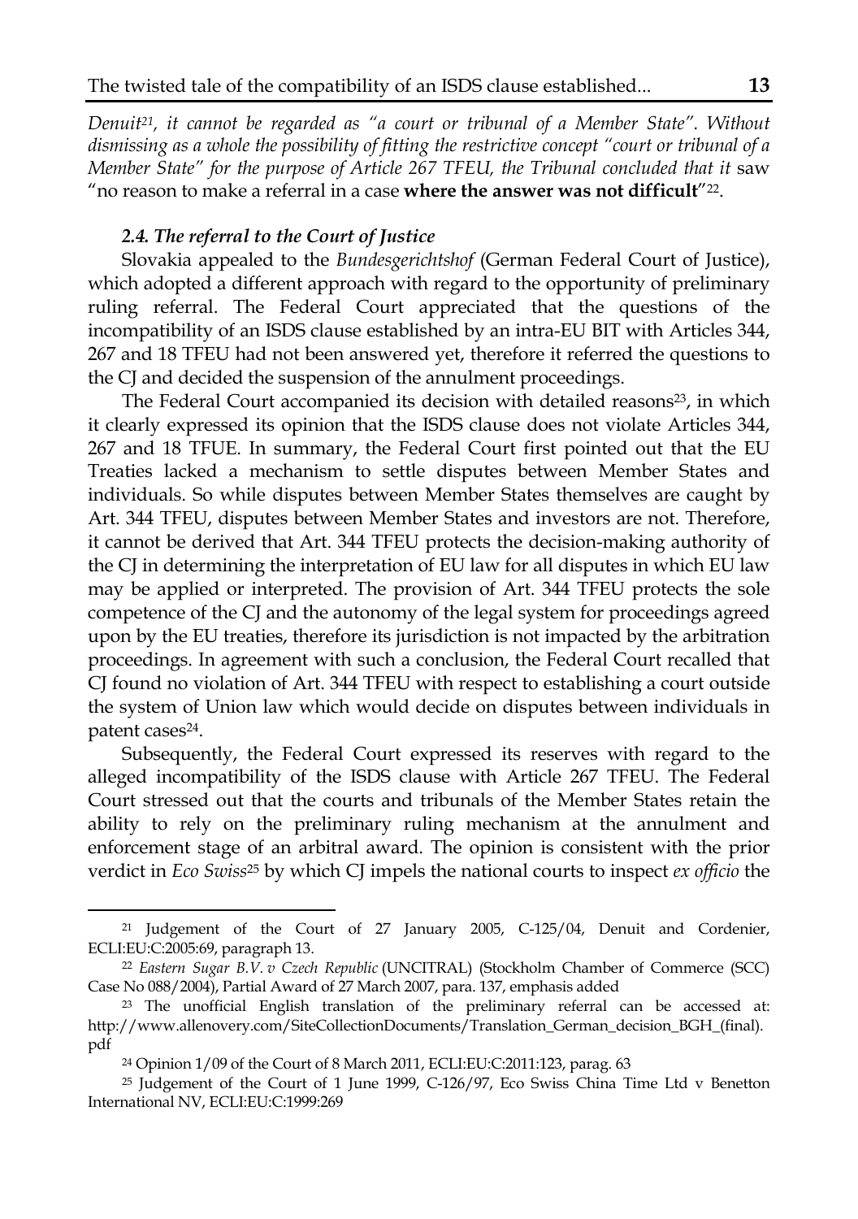*Denuit*[21], *it cannot be regarded as "a court or tribunal of a Member State". Without dismissing as a whole the possibility of fitting the restrictive concept "court or tribunal of a Member State" for the purpose of Article 267 TFEU, the Tribunal concluded that it* saw "no reason to make a referral in a case **where the answer was not difficult**"[22].

### *2.4. The referral to the Court of Justice*

Slovakia appealed to the *Bundesgerichtshof* (German Federal Court of Justice), which adopted a different approach with regard to the opportunity of preliminary ruling referral. The Federal Court appreciated that the questions of the incompatibility of an ISDS clause established by an intra-EU BIT with Articles 344, 267 and 18 TFEU had not been answered yet, therefore it referred the questions to the CJ and decided the suspension of the annulment proceedings.

The Federal Court accompanied its decision with detailed reasons[23], in which it clearly expressed its opinion that the ISDS clause does not violate Articles 344, 267 and 18 TFUE. In summary, the Federal Court first pointed out that the EU Treaties lacked a mechanism to settle disputes between Member States and individuals. So while disputes between Member States themselves are caught by Art. 344 TFEU, disputes between Member States and investors are not. Therefore, it cannot be derived that Art. 344 TFEU protects the decision-making authority of the CJ in determining the interpretation of EU law for all disputes in which EU law may be applied or interpreted. The provision of Art. 344 TFEU protects the sole competence of the CJ and the autonomy of the legal system for proceedings agreed upon by the EU treaties, therefore its jurisdiction is not impacted by the arbitration proceedings. In agreement with such a conclusion, the Federal Court recalled that CJ found no violation of Art. 344 TFEU with respect to establishing a court outside the system of Union law which would decide on disputes between individuals in patent cases[24].

Subsequently, the Federal Court expressed its reserves with regard to the alleged incompatibility of the ISDS clause with Article 267 TFEU. The Federal Court stressed out that the courts and tribunals of the Member States retain the ability to rely on the preliminary ruling mechanism at the annulment and enforcement stage of an arbitral award. The opinion is consistent with the prior verdict in *Eco Swiss*[25] by which CJ impels the national courts to inspect *ex officio* the

---

[21] Judgement of the Court of 27 January 2005, C-125/04, Denuit and Cordenier, ECLI:EU:C:2005:69, paragraph 13.

[22] *Eastern Sugar B.V. v Czech Republic* (UNCITRAL) (Stockholm Chamber of Commerce (SCC) Case No 088/2004), Partial Award of 27 March 2007, para. 137, emphasis added

[23] The unofficial English translation of the preliminary referral can be accessed at: http://www.allenovery.com/SiteCollectionDocuments/Translation_German_decision_BGH_(final).pdf

[24] Opinion 1/09 of the Court of 8 March 2011, ECLI:EU:C:2011:123, parag. 63

[25] Judgement of the Court of 1 June 1999, C-126/97, Eco Swiss China Time Ltd v Benetton International NV, ECLI:EU:C:1999:269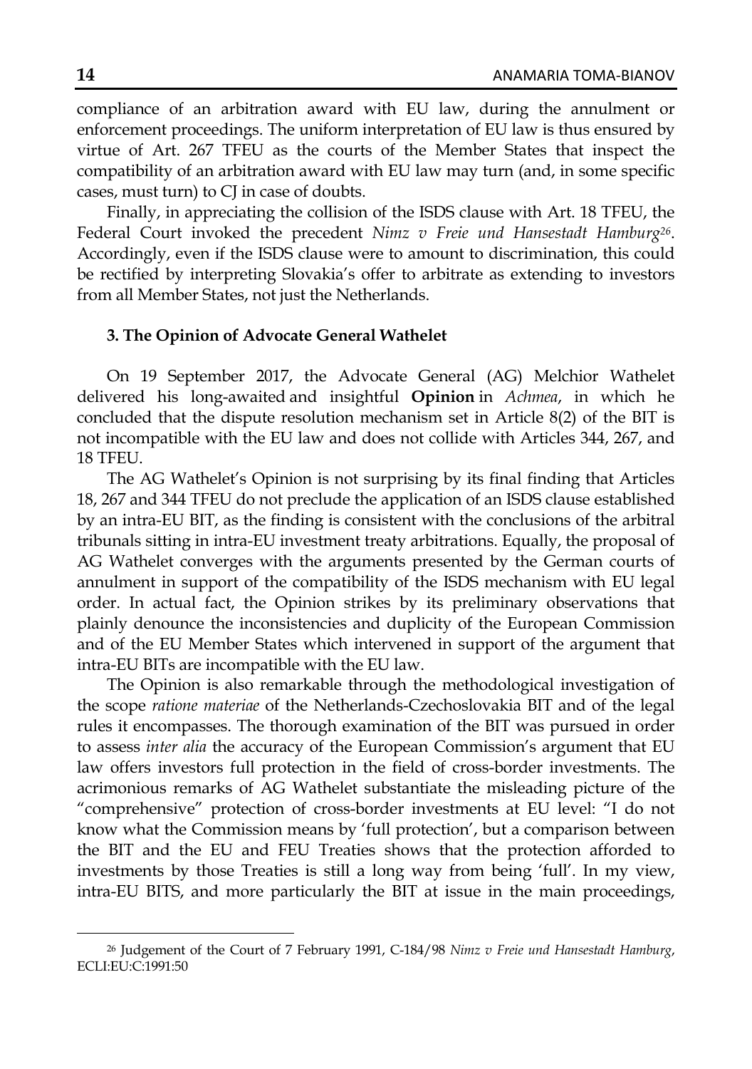compliance of an arbitration award with EU law, during the annulment or enforcement proceedings. The uniform interpretation of EU law is thus ensured by virtue of Art. 267 TFEU as the courts of the Member States that inspect the compatibility of an arbitration award with EU law may turn (and, in some specific cases, must turn) to CJ in case of doubts.

Finally, in appreciating the collision of the ISDS clause with Art. 18 TFEU, the Federal Court invoked the precedent *Nimz v Freie und Hansestadt Hamburg*[26]. Accordingly, even if the ISDS clause were to amount to discrimination, this could be rectified by interpreting Slovakia's offer to arbitrate as extending to investors from all Member States, not just the Netherlands.

### 3. The Opinion of Advocate General Wathelet

On 19 September 2017, the Advocate General (AG) Melchior Wathelet delivered his long-awaited and insightful **Opinion** in *Achmea*, in which he concluded that the dispute resolution mechanism set in Article 8(2) of the BIT is not incompatible with the EU law and does not collide with Articles 344, 267, and 18 TFEU.

The AG Wathelet's Opinion is not surprising by its final finding that Articles 18, 267 and 344 TFEU do not preclude the application of an ISDS clause established by an intra-EU BIT, as the finding is consistent with the conclusions of the arbitral tribunals sitting in intra-EU investment treaty arbitrations. Equally, the proposal of AG Wathelet converges with the arguments presented by the German courts of annulment in support of the compatibility of the ISDS mechanism with EU legal order. In actual fact, the Opinion strikes by its preliminary observations that plainly denounce the inconsistencies and duplicity of the European Commission and of the EU Member States which intervened in support of the argument that intra-EU BITs are incompatible with the EU law.

The Opinion is also remarkable through the methodological investigation of the scope *ratione materiae* of the Netherlands-Czechoslovakia BIT and of the legal rules it encompasses. The thorough examination of the BIT was pursued in order to assess *inter alia* the accuracy of the European Commission's argument that EU law offers investors full protection in the field of cross-border investments. The acrimonious remarks of AG Wathelet substantiate the misleading picture of the "comprehensive" protection of cross-border investments at EU level: "I do not know what the Commission means by 'full protection', but a comparison between the BIT and the EU and FEU Treaties shows that the protection afforded to investments by those Treaties is still a long way from being 'full'. In my view, intra-EU BITS, and more particularly the BIT at issue in the main proceedings,

---

[26] Judgement of the Court of 7 February 1991, C-184/98 *Nimz v Freie und Hansestadt Hamburg*, ECLI:EU:C:1991:50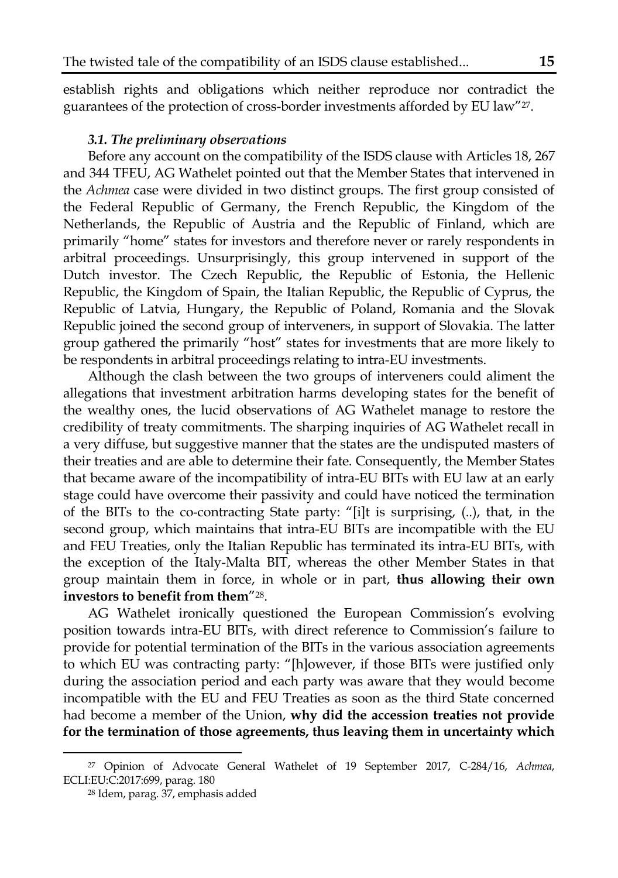establish rights and obligations which neither reproduce nor contradict the guarantees of the protection of cross-border investments afforded by EU law"[27].

### *3.1. The preliminary observations*

Before any account on the compatibility of the ISDS clause with Articles 18, 267 and 344 TFEU, AG Wathelet pointed out that the Member States that intervened in the *Achmea* case were divided in two distinct groups. The first group consisted of the Federal Republic of Germany, the French Republic, the Kingdom of the Netherlands, the Republic of Austria and the Republic of Finland, which are primarily "home" states for investors and therefore never or rarely respondents in arbitral proceedings. Unsurprisingly, this group intervened in support of the Dutch investor. The Czech Republic, the Republic of Estonia, the Hellenic Republic, the Kingdom of Spain, the Italian Republic, the Republic of Cyprus, the Republic of Latvia, Hungary, the Republic of Poland, Romania and the Slovak Republic joined the second group of interveners, in support of Slovakia. The latter group gathered the primarily "host" states for investments that are more likely to be respondents in arbitral proceedings relating to intra-EU investments.

Although the clash between the two groups of interveners could aliment the allegations that investment arbitration harms developing states for the benefit of the wealthy ones, the lucid observations of AG Wathelet manage to restore the credibility of treaty commitments. The sharping inquiries of AG Wathelet recall in a very diffuse, but suggestive manner that the states are the undisputed masters of their treaties and are able to determine their fate. Consequently, the Member States that became aware of the incompatibility of intra-EU BITs with EU law at an early stage could have overcome their passivity and could have noticed the termination of the BITs to the co-contracting State party: "[i]t is surprising, (..), that, in the second group, which maintains that intra-EU BITs are incompatible with the EU and FEU Treaties, only the Italian Republic has terminated its intra-EU BITs, with the exception of the Italy-Malta BIT, whereas the other Member States in that group maintain them in force, in whole or in part, **thus allowing their own investors to benefit from them**"[28].

AG Wathelet ironically questioned the European Commission's evolving position towards intra-EU BITs, with direct reference to Commission's failure to provide for potential termination of the BITs in the various association agreements to which EU was contracting party: "[h]owever, if those BITs were justified only during the association period and each party was aware that they would become incompatible with the EU and FEU Treaties as soon as the third State concerned had become a member of the Union, **why did the accession treaties not provide for the termination of those agreements, thus leaving them in uncertainty which**

---

[27] Opinion of Advocate General Wathelet of 19 September 2017, C-284/16, *Achmea*, ECLI:EU:C:2017:699, parag. 180

[28] Idem, parag. 37, emphasis added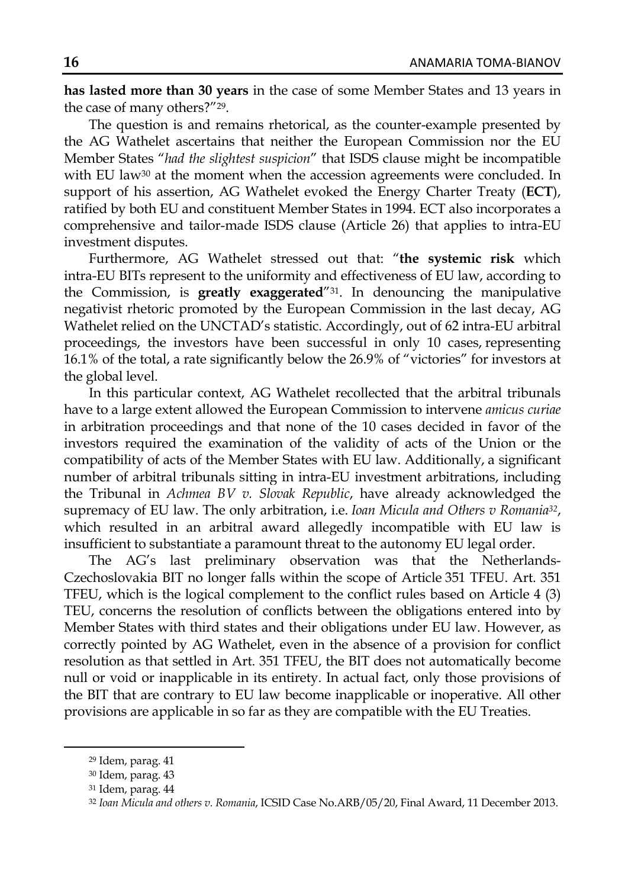**has lasted more than 30 years** in the case of some Member States and 13 years in the case of many others?"[29].

The question is and remains rhetorical, as the counter-example presented by the AG Wathelet ascertains that neither the European Commission nor the EU Member States "*had the slightest suspicion*" that ISDS clause might be incompatible with EU law[30] at the moment when the accession agreements were concluded. In support of his assertion, AG Wathelet evoked the Energy Charter Treaty (**ECT**), ratified by both EU and constituent Member States in 1994. ECT also incorporates a comprehensive and tailor-made ISDS clause (Article 26) that applies to intra-EU investment disputes.

Furthermore, AG Wathelet stressed out that: "**the systemic risk** which intra-EU BITs represent to the uniformity and effectiveness of EU law, according to the Commission, is **greatly exaggerated**"[31]. In denouncing the manipulative negativist rhetoric promoted by the European Commission in the last decay, AG Wathelet relied on the UNCTAD's statistic. Accordingly, out of 62 intra-EU arbitral proceedings, the investors have been successful in only 10 cases, representing 16.1% of the total, a rate significantly below the 26.9% of "victories" for investors at the global level.

In this particular context, AG Wathelet recollected that the arbitral tribunals have to a large extent allowed the European Commission to intervene *amicus curiae* in arbitration proceedings and that none of the 10 cases decided in favor of the investors required the examination of the validity of acts of the Union or the compatibility of acts of the Member States with EU law. Additionally, a significant number of arbitral tribunals sitting in intra-EU investment arbitrations, including the Tribunal in *Achmea BV v. Slovak Republic*, have already acknowledged the supremacy of EU law. The only arbitration, i.e. *Ioan Micula and Others v Romania*[32], which resulted in an arbitral award allegedly incompatible with EU law is insufficient to substantiate a paramount threat to the autonomy EU legal order.

The AG's last preliminary observation was that the Netherlands-Czechoslovakia BIT no longer falls within the scope of Article 351 TFEU. Art. 351 TFEU, which is the logical complement to the conflict rules based on Article 4 (3) TEU, concerns the resolution of conflicts between the obligations entered into by Member States with third states and their obligations under EU law. However, as correctly pointed by AG Wathelet, even in the absence of a provision for conflict resolution as that settled in Art. 351 TFEU, the BIT does not automatically become null or void or inapplicable in its entirety. In actual fact, only those provisions of the BIT that are contrary to EU law become inapplicable or inoperative. All other provisions are applicable in so far as they are compatible with the EU Treaties.

---

[29] Idem, parag. 41

[30] Idem, parag. 43

[31] Idem, parag. 44

[32] *Ioan Micula and others v. Romania*, ICSID Case No.ARB/05/20, Final Award, 11 December 2013.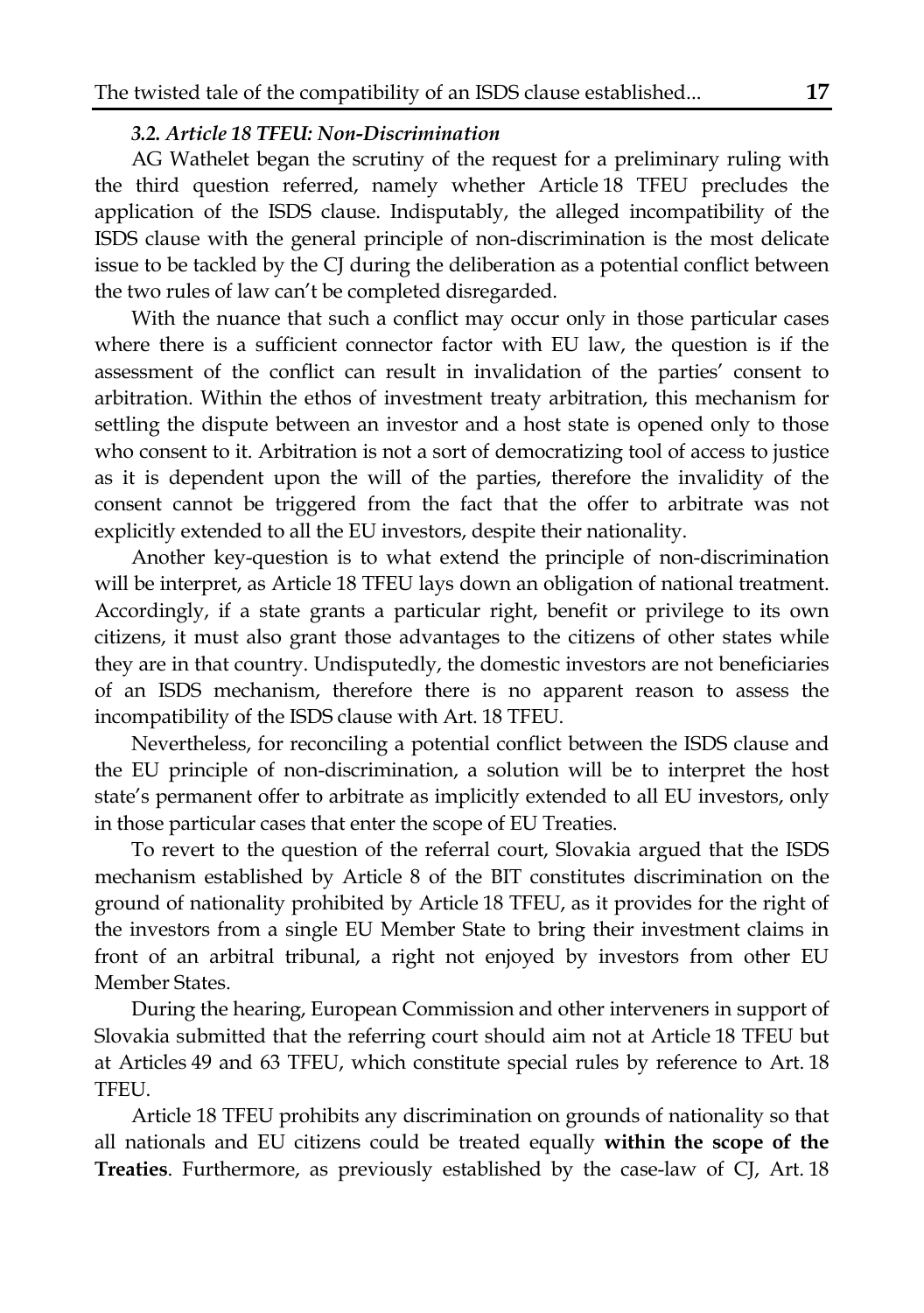### *3.2. Article 18 TFEU: Non-Discrimination*

AG Wathelet began the scrutiny of the request for a preliminary ruling with the third question referred, namely whether Article 18 TFEU precludes the application of the ISDS clause. Indisputably, the alleged incompatibility of the ISDS clause with the general principle of non-discrimination is the most delicate issue to be tackled by the CJ during the deliberation as a potential conflict between the two rules of law can't be completed disregarded.

With the nuance that such a conflict may occur only in those particular cases where there is a sufficient connector factor with EU law, the question is if the assessment of the conflict can result in invalidation of the parties' consent to arbitration. Within the ethos of investment treaty arbitration, this mechanism for settling the dispute between an investor and a host state is opened only to those who consent to it. Arbitration is not a sort of democratizing tool of access to justice as it is dependent upon the will of the parties, therefore the invalidity of the consent cannot be triggered from the fact that the offer to arbitrate was not explicitly extended to all the EU investors, despite their nationality.

Another key-question is to what extend the principle of non-discrimination will be interpret, as Article 18 TFEU lays down an obligation of national treatment. Accordingly, if a state grants a particular right, benefit or privilege to its own citizens, it must also grant those advantages to the citizens of other states while they are in that country. Undisputedly, the domestic investors are not beneficiaries of an ISDS mechanism, therefore there is no apparent reason to assess the incompatibility of the ISDS clause with Art. 18 TFEU.

Nevertheless, for reconciling a potential conflict between the ISDS clause and the EU principle of non-discrimination, a solution will be to interpret the host state's permanent offer to arbitrate as implicitly extended to all EU investors, only in those particular cases that enter the scope of EU Treaties.

To revert to the question of the referral court, Slovakia argued that the ISDS mechanism established by Article 8 of the BIT constitutes discrimination on the ground of nationality prohibited by Article 18 TFEU, as it provides for the right of the investors from a single EU Member State to bring their investment claims in front of an arbitral tribunal, a right not enjoyed by investors from other EU Member States.

During the hearing, European Commission and other interveners in support of Slovakia submitted that the referring court should aim not at Article 18 TFEU but at Articles 49 and 63 TFEU, which constitute special rules by reference to Art. 18 TFEU.

Article 18 TFEU prohibits any discrimination on grounds of nationality so that all nationals and EU citizens could be treated equally **within the scope of the Treaties**. Furthermore, as previously established by the case-law of CJ, Art. 18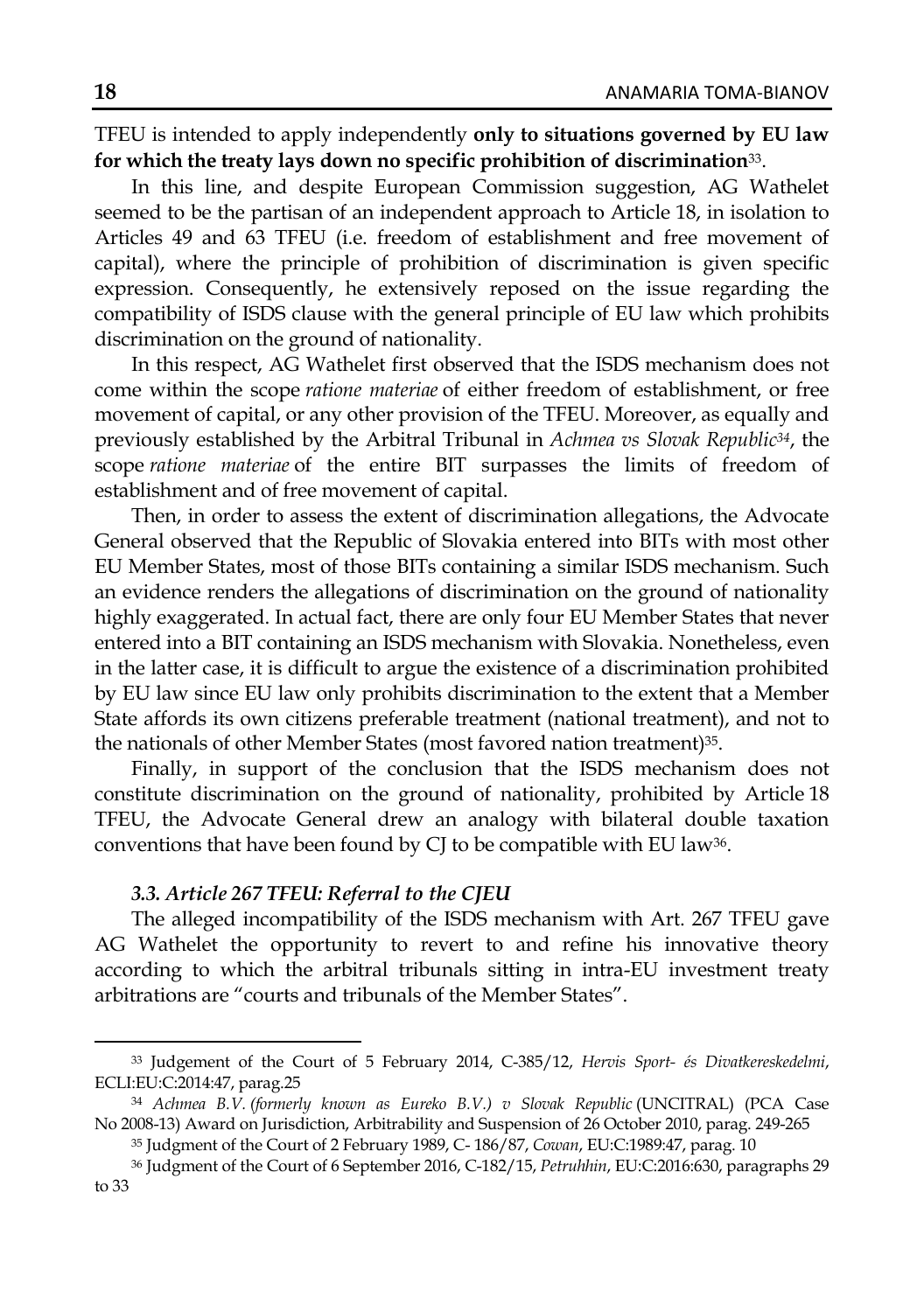TFEU is intended to apply independently **only to situations governed by EU law for which the treaty lays down no specific prohibition of discrimination**[33].

In this line, and despite European Commission suggestion, AG Wathelet seemed to be the partisan of an independent approach to Article 18, in isolation to Articles 49 and 63 TFEU (i.e. freedom of establishment and free movement of capital), where the principle of prohibition of discrimination is given specific expression. Consequently, he extensively reposed on the issue regarding the compatibility of ISDS clause with the general principle of EU law which prohibits discrimination on the ground of nationality.

In this respect, AG Wathelet first observed that the ISDS mechanism does not come within the scope *ratione materiae* of either freedom of establishment, or free movement of capital, or any other provision of the TFEU. Moreover, as equally and previously established by the Arbitral Tribunal in *Achmea vs Slovak Republic*[34], the scope *ratione materiae* of the entire BIT surpasses the limits of freedom of establishment and of free movement of capital.

Then, in order to assess the extent of discrimination allegations, the Advocate General observed that the Republic of Slovakia entered into BITs with most other EU Member States, most of those BITs containing a similar ISDS mechanism. Such an evidence renders the allegations of discrimination on the ground of nationality highly exaggerated. In actual fact, there are only four EU Member States that never entered into a BIT containing an ISDS mechanism with Slovakia. Nonetheless, even in the latter case, it is difficult to argue the existence of a discrimination prohibited by EU law since EU law only prohibits discrimination to the extent that a Member State affords its own citizens preferable treatment (national treatment), and not to the nationals of other Member States (most favored nation treatment)[35].

Finally, in support of the conclusion that the ISDS mechanism does not constitute discrimination on the ground of nationality, prohibited by Article 18 TFEU, the Advocate General drew an analogy with bilateral double taxation conventions that have been found by CJ to be compatible with EU law[36].

### *3.3. Article 267 TFEU: Referral to the CJEU*

The alleged incompatibility of the ISDS mechanism with Art. 267 TFEU gave AG Wathelet the opportunity to revert to and refine his innovative theory according to which the arbitral tribunals sitting in intra-EU investment treaty arbitrations are "courts and tribunals of the Member States".

---

[33] Judgement of the Court of 5 February 2014, C-385/12, *Hervis Sport- és Divatkereskedelmi*, ECLI:EU:C:2014:47, parag.25

[34] *Achmea B.V. (formerly known as Eureko B.V.) v Slovak Republic* (UNCITRAL) (PCA Case No 2008-13) Award on Jurisdiction, Arbitrability and Suspension of 26 October 2010, parag. 249-265

[35] Judgment of the Court of 2 February 1989, C- 186/87, *Cowan*, EU:C:1989:47, parag. 10

[36] Judgment of the Court of 6 September 2016, C-182/15, *Petruhhin*, EU:C:2016:630, paragraphs 29 to 33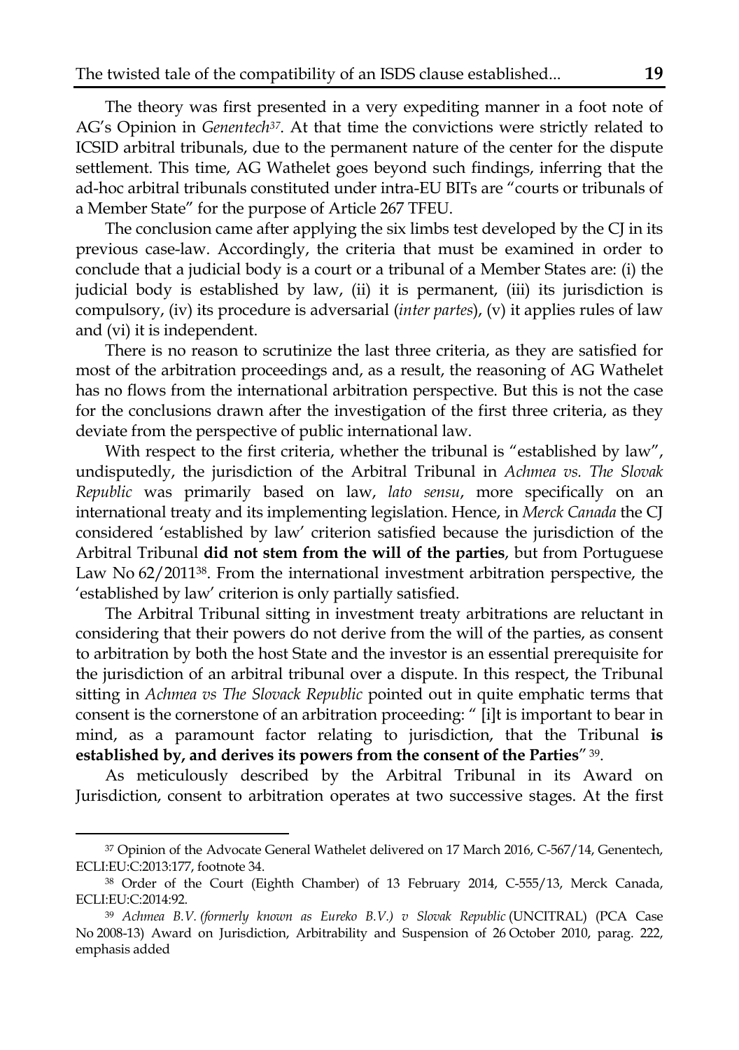The theory was first presented in a very expediting manner in a foot note of AG's Opinion in *Genentech*[37]. At that time the convictions were strictly related to ICSID arbitral tribunals, due to the permanent nature of the center for the dispute settlement. This time, AG Wathelet goes beyond such findings, inferring that the ad-hoc arbitral tribunals constituted under intra-EU BITs are "courts or tribunals of a Member State" for the purpose of Article 267 TFEU.

The conclusion came after applying the six limbs test developed by the CJ in its previous case-law. Accordingly, the criteria that must be examined in order to conclude that a judicial body is a court or a tribunal of a Member States are: (i) the judicial body is established by law, (ii) it is permanent, (iii) its jurisdiction is compulsory, (iv) its procedure is adversarial (*inter partes*), (v) it applies rules of law and (vi) it is independent.

There is no reason to scrutinize the last three criteria, as they are satisfied for most of the arbitration proceedings and, as a result, the reasoning of AG Wathelet has no flows from the international arbitration perspective. But this is not the case for the conclusions drawn after the investigation of the first three criteria, as they deviate from the perspective of public international law.

With respect to the first criteria, whether the tribunal is "established by law", undisputedly, the jurisdiction of the Arbitral Tribunal in *Achmea vs. The Slovak Republic* was primarily based on law, *lato sensu*, more specifically on an international treaty and its implementing legislation. Hence, in *Merck Canada* the CJ considered 'established by law' criterion satisfied because the jurisdiction of the Arbitral Tribunal **did not stem from the will of the parties**, but from Portuguese Law No 62/2011[38]. From the international investment arbitration perspective, the 'established by law' criterion is only partially satisfied.

The Arbitral Tribunal sitting in investment treaty arbitrations are reluctant in considering that their powers do not derive from the will of the parties, as consent to arbitration by both the host State and the investor is an essential prerequisite for the jurisdiction of an arbitral tribunal over a dispute. In this respect, the Tribunal sitting in *Achmea vs The Slovack Republic* pointed out in quite emphatic terms that consent is the cornerstone of an arbitration proceeding: " [i]t is important to bear in mind, as a paramount factor relating to jurisdiction, that the Tribunal **is established by, and derives its powers from the consent of the Parties**" [39].

As meticulously described by the Arbitral Tribunal in its Award on Jurisdiction, consent to arbitration operates at two successive stages. At the first

---

[37] Opinion of the Advocate General Wathelet delivered on 17 March 2016, C-567/14, Genentech, ECLI:EU:C:2013:177, footnote 34.

[38] Order of the Court (Eighth Chamber) of 13 February 2014, C-555/13, Merck Canada, ECLI:EU:C:2014:92.

[39] *Achmea B.V. (formerly known as Eureko B.V.) v Slovak Republic* (UNCITRAL) (PCA Case No 2008-13) Award on Jurisdiction, Arbitrability and Suspension of 26 October 2010, parag. 222, emphasis added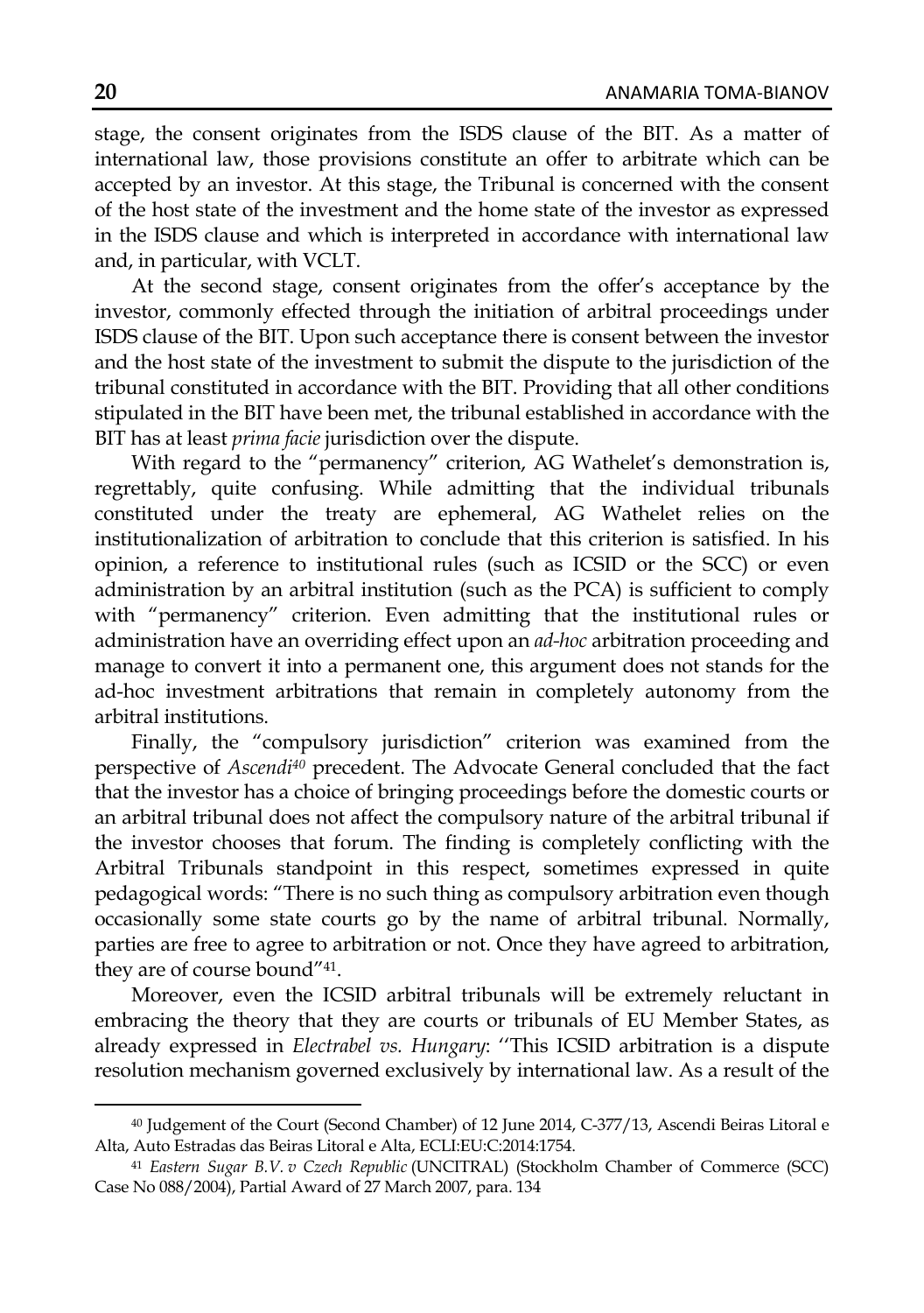stage, the consent originates from the ISDS clause of the BIT. As a matter of international law, those provisions constitute an offer to arbitrate which can be accepted by an investor. At this stage, the Tribunal is concerned with the consent of the host state of the investment and the home state of the investor as expressed in the ISDS clause and which is interpreted in accordance with international law and, in particular, with VCLT.

At the second stage, consent originates from the offer's acceptance by the investor, commonly effected through the initiation of arbitral proceedings under ISDS clause of the BIT. Upon such acceptance there is consent between the investor and the host state of the investment to submit the dispute to the jurisdiction of the tribunal constituted in accordance with the BIT. Providing that all other conditions stipulated in the BIT have been met, the tribunal established in accordance with the BIT has at least *prima facie* jurisdiction over the dispute.

With regard to the "permanency" criterion, AG Wathelet's demonstration is, regrettably, quite confusing. While admitting that the individual tribunals constituted under the treaty are ephemeral, AG Wathelet relies on the institutionalization of arbitration to conclude that this criterion is satisfied. In his opinion, a reference to institutional rules (such as ICSID or the SCC) or even administration by an arbitral institution (such as the PCA) is sufficient to comply with "permanency" criterion. Even admitting that the institutional rules or administration have an overriding effect upon an *ad-hoc* arbitration proceeding and manage to convert it into a permanent one, this argument does not stands for the ad-hoc investment arbitrations that remain in completely autonomy from the arbitral institutions.

Finally, the "compulsory jurisdiction" criterion was examined from the perspective of *Ascendi*[40] precedent. The Advocate General concluded that the fact that the investor has a choice of bringing proceedings before the domestic courts or an arbitral tribunal does not affect the compulsory nature of the arbitral tribunal if the investor chooses that forum. The finding is completely conflicting with the Arbitral Tribunals standpoint in this respect, sometimes expressed in quite pedagogical words: "There is no such thing as compulsory arbitration even though occasionally some state courts go by the name of arbitral tribunal. Normally, parties are free to agree to arbitration or not. Once they have agreed to arbitration, they are of course bound"[41].

Moreover, even the ICSID arbitral tribunals will be extremely reluctant in embracing the theory that they are courts or tribunals of EU Member States, as already expressed in *Electrabel vs. Hungary*: ''This ICSID arbitration is a dispute resolution mechanism governed exclusively by international law. As a result of the

---

[40] Judgement of the Court (Second Chamber) of 12 June 2014, C-377/13, Ascendi Beiras Litoral e Alta, Auto Estradas das Beiras Litoral e Alta, ECLI:EU:C:2014:1754.

[41] *Eastern Sugar B.V. v Czech Republic* (UNCITRAL) (Stockholm Chamber of Commerce (SCC) Case No 088/2004), Partial Award of 27 March 2007, para. 134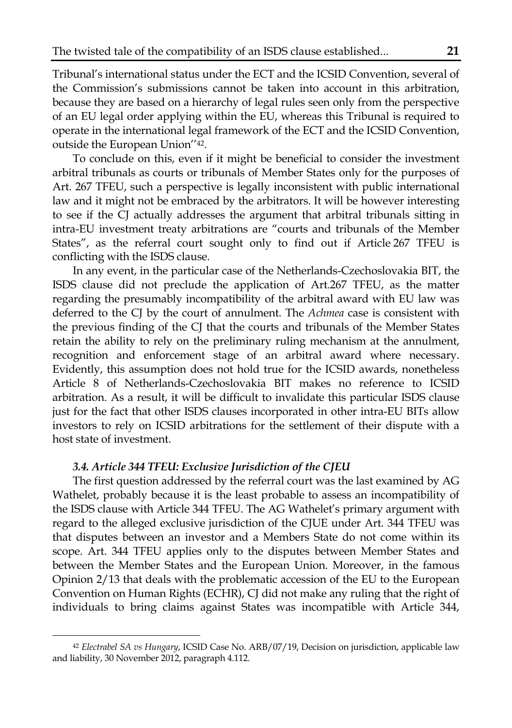Tribunal's international status under the ECT and the ICSID Convention, several of the Commission's submissions cannot be taken into account in this arbitration, because they are based on a hierarchy of legal rules seen only from the perspective of an EU legal order applying within the EU, whereas this Tribunal is required to operate in the international legal framework of the ECT and the ICSID Convention, outside the European Union''[42].

To conclude on this, even if it might be beneficial to consider the investment arbitral tribunals as courts or tribunals of Member States only for the purposes of Art. 267 TFEU, such a perspective is legally inconsistent with public international law and it might not be embraced by the arbitrators. It will be however interesting to see if the CJ actually addresses the argument that arbitral tribunals sitting in intra-EU investment treaty arbitrations are "courts and tribunals of the Member States", as the referral court sought only to find out if Article 267 TFEU is conflicting with the ISDS clause.

In any event, in the particular case of the Netherlands-Czechoslovakia BIT, the ISDS clause did not preclude the application of Art.267 TFEU, as the matter regarding the presumably incompatibility of the arbitral award with EU law was deferred to the CJ by the court of annulment. The *Achmea* case is consistent with the previous finding of the CJ that the courts and tribunals of the Member States retain the ability to rely on the preliminary ruling mechanism at the annulment, recognition and enforcement stage of an arbitral award where necessary. Evidently, this assumption does not hold true for the ICSID awards, nonetheless Article 8 of Netherlands-Czechoslovakia BIT makes no reference to ICSID arbitration. As a result, it will be difficult to invalidate this particular ISDS clause just for the fact that other ISDS clauses incorporated in other intra-EU BITs allow investors to rely on ICSID arbitrations for the settlement of their dispute with a host state of investment.

### *3.4. Article 344 TFEU: Exclusive Jurisdiction of the CJEU*

The first question addressed by the referral court was the last examined by AG Wathelet, probably because it is the least probable to assess an incompatibility of the ISDS clause with Article 344 TFEU. The AG Wathelet's primary argument with regard to the alleged exclusive jurisdiction of the CJUE under Art. 344 TFEU was that disputes between an investor and a Members State do not come within its scope. Art. 344 TFEU applies only to the disputes between Member States and between the Member States and the European Union. Moreover, in the famous Opinion 2/13 that deals with the problematic accession of the EU to the European Convention on Human Rights (ECHR), CJ did not make any ruling that the right of individuals to bring claims against States was incompatible with Article 344,

[42] *Electrabel SA vs Hungary*, ICSID Case No. ARB/07/19, Decision on jurisdiction, applicable law and liability, 30 November 2012, paragraph 4.112.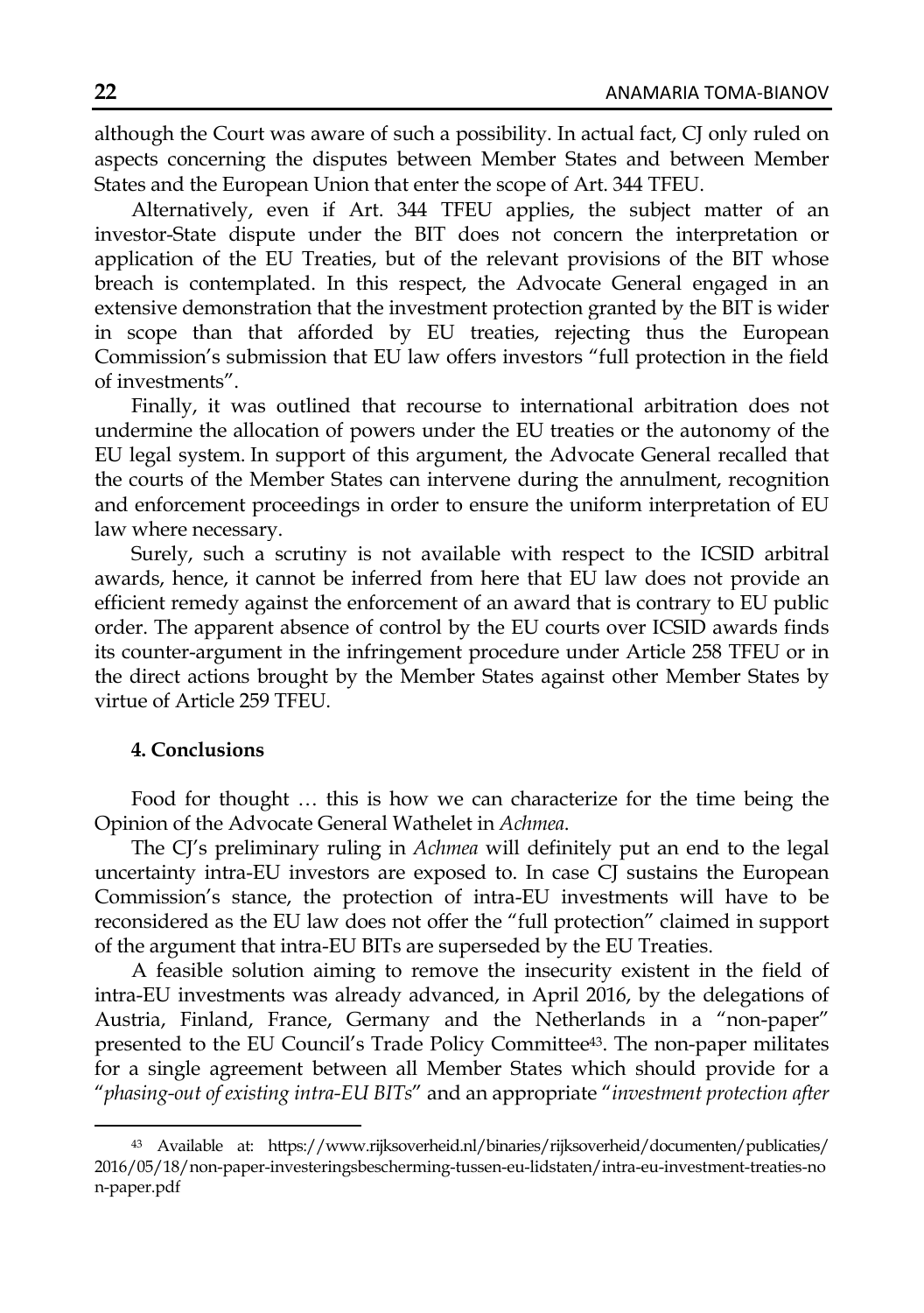although the Court was aware of such a possibility. In actual fact, CJ only ruled on aspects concerning the disputes between Member States and between Member States and the European Union that enter the scope of Art. 344 TFEU.

Alternatively, even if Art. 344 TFEU applies, the subject matter of an investor-State dispute under the BIT does not concern the interpretation or application of the EU Treaties, but of the relevant provisions of the BIT whose breach is contemplated. In this respect, the Advocate General engaged in an extensive demonstration that the investment protection granted by the BIT is wider in scope than that afforded by EU treaties, rejecting thus the European Commission's submission that EU law offers investors "full protection in the field of investments".

Finally, it was outlined that recourse to international arbitration does not undermine the allocation of powers under the EU treaties or the autonomy of the EU legal system. In support of this argument, the Advocate General recalled that the courts of the Member States can intervene during the annulment, recognition and enforcement proceedings in order to ensure the uniform interpretation of EU law where necessary.

Surely, such a scrutiny is not available with respect to the ICSID arbitral awards, hence, it cannot be inferred from here that EU law does not provide an efficient remedy against the enforcement of an award that is contrary to EU public order. The apparent absence of control by the EU courts over ICSID awards finds its counter-argument in the infringement procedure under Article 258 TFEU or in the direct actions brought by the Member States against other Member States by virtue of Article 259 TFEU.

## 4. Conclusions

Food for thought … this is how we can characterize for the time being the Opinion of the Advocate General Wathelet in *Achmea*.

The CJ's preliminary ruling in *Achmea* will definitely put an end to the legal uncertainty intra-EU investors are exposed to. In case CJ sustains the European Commission's stance, the protection of intra-EU investments will have to be reconsidered as the EU law does not offer the "full protection" claimed in support of the argument that intra-EU BITs are superseded by the EU Treaties.

A feasible solution aiming to remove the insecurity existent in the field of intra-EU investments was already advanced, in April 2016, by the delegations of Austria, Finland, France, Germany and the Netherlands in a "non-paper" presented to the EU Council's Trade Policy Committee[43]. The non-paper militates for a single agreement between all Member States which should provide for a "*phasing-out of existing intra-EU BITs*" and an appropriate "*investment protection after*

---

[43] Available at: https://www.rijksoverheid.nl/binaries/rijksoverheid/documenten/publicaties/2016/05/18/non-paper-investeringsbescherming-tussen-eu-lidstaten/intra-eu-investment-treaties-non-paper.pdf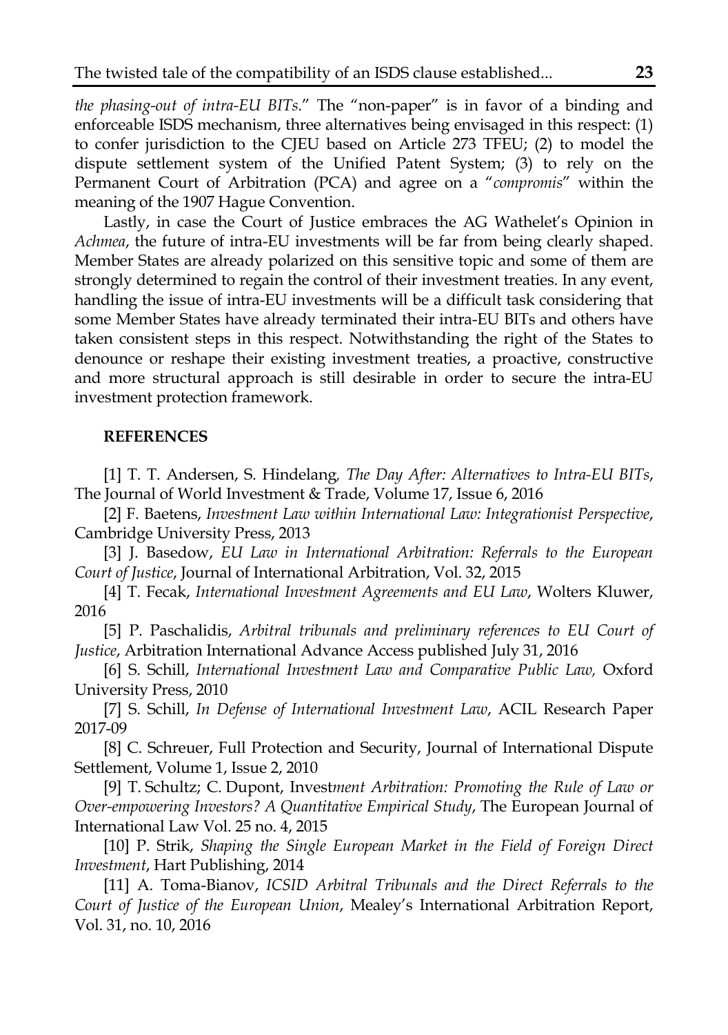*the phasing-out of intra-EU BITs*." The "non-paper" is in favor of a binding and enforceable ISDS mechanism, three alternatives being envisaged in this respect: (1) to confer jurisdiction to the CJEU based on Article 273 TFEU; (2) to model the dispute settlement system of the Unified Patent System; (3) to rely on the Permanent Court of Arbitration (PCA) and agree on a "*compromis*" within the meaning of the 1907 Hague Convention.

Lastly, in case the Court of Justice embraces the AG Wathelet's Opinion in *Achmea*, the future of intra-EU investments will be far from being clearly shaped. Member States are already polarized on this sensitive topic and some of them are strongly determined to regain the control of their investment treaties. In any event, handling the issue of intra-EU investments will be a difficult task considering that some Member States have already terminated their intra-EU BITs and others have taken consistent steps in this respect. Notwithstanding the right of the States to denounce or reshape their existing investment treaties, a proactive, constructive and more structural approach is still desirable in order to secure the intra-EU investment protection framework.

**REFERENCES**

[1] T. T. Andersen, S. Hindelang, *The Day After: Alternatives to Intra-EU BITs*, The Journal of World Investment & Trade, Volume 17, Issue 6, 2016

[2] F. Baetens, *Investment Law within International Law: Integrationist Perspective*, Cambridge University Press, 2013

[3] J. Basedow, *EU Law in International Arbitration: Referrals to the European Court of Justice*, Journal of International Arbitration, Vol. 32, 2015

[4] T. Fecak, *International Investment Agreements and EU Law*, Wolters Kluwer, 2016

[5] P. Paschalidis, *Arbitral tribunals and preliminary references to EU Court of Justice*, Arbitration International Advance Access published July 31, 2016

[6] S. Schill, *International Investment Law and Comparative Public Law,* Oxford University Press, 2010

[7] S. Schill, *In Defense of International Investment Law*, ACIL Research Paper 2017-09

[8] C. Schreuer, Full Protection and Security, Journal of International Dispute Settlement, Volume 1, Issue 2, 2010

[9] T. Schultz; C. Dupont, Invest*ment Arbitration: Promoting the Rule of Law or Over-empowering Investors? A Quantitative Empirical Study*, The European Journal of International Law Vol. 25 no. 4, 2015

[10] P. Strik, *Shaping the Single European Market in the Field of Foreign Direct Investment*, Hart Publishing, 2014

[11] A. Toma-Bianov, *ICSID Arbitral Tribunals and the Direct Referrals to the Court of Justice of the European Union*, Mealey's International Arbitration Report, Vol. 31, no. 10, 2016